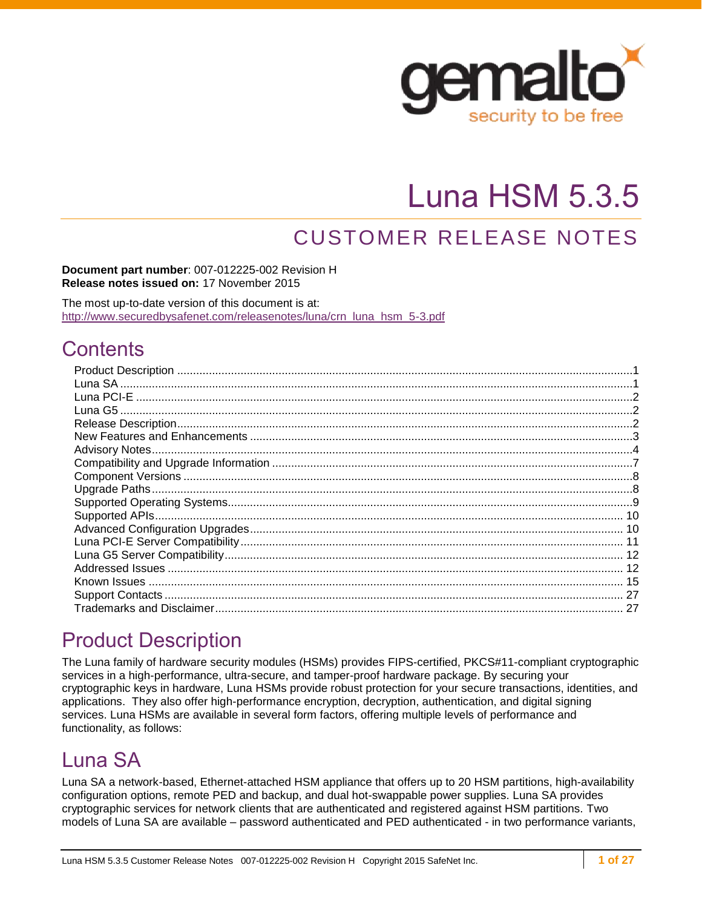# Luna HSM 5.3.5

## CUSTOMER RELEASE NOTES

**Document part number**: 007-012225-002 Revision H
**Release notes issued on:** 17 November 2015

The most up-to-date version of this document is at:
http://www.securedbysafenet.com/releasenotes/luna/crn_luna_hsm_5-3.pdf

## Contents

Product Description ....1
Luna SA ....1
Luna PCI-E ....2
Luna G5 ....2
Release Description....2
New Features and Enhancements ....3
Advisory Notes....4
Compatibility and Upgrade Information ....7
Component Versions ....8
Upgrade Paths....8
Supported Operating Systems....9
Supported APIs....10
Advanced Configuration Upgrades....10
Luna PCI-E Server Compatibility....11
Luna G5 Server Compatibility....12
Addressed Issues ....12
Known Issues ....15
Support Contacts ....27
Trademarks and Disclaimer....27

## Product Description

The Luna family of hardware security modules (HSMs) provides FIPS-certified, PKCS#11-compliant cryptographic services in a high-performance, ultra-secure, and tamper-proof hardware package. By securing your cryptographic keys in hardware, Luna HSMs provide robust protection for your secure transactions, identities, and applications. They also offer high-performance encryption, decryption, authentication, and digital signing services. Luna HSMs are available in several form factors, offering multiple levels of performance and functionality, as follows:

## Luna SA

Luna SA a network-based, Ethernet-attached HSM appliance that offers up to 20 HSM partitions, high-availability configuration options, remote PED and backup, and dual hot-swappable power supplies. Luna SA provides cryptographic services for network clients that are authenticated and registered against HSM partitions. Two models of Luna SA are available – password authenticated and PED authenticated - in two performance variants,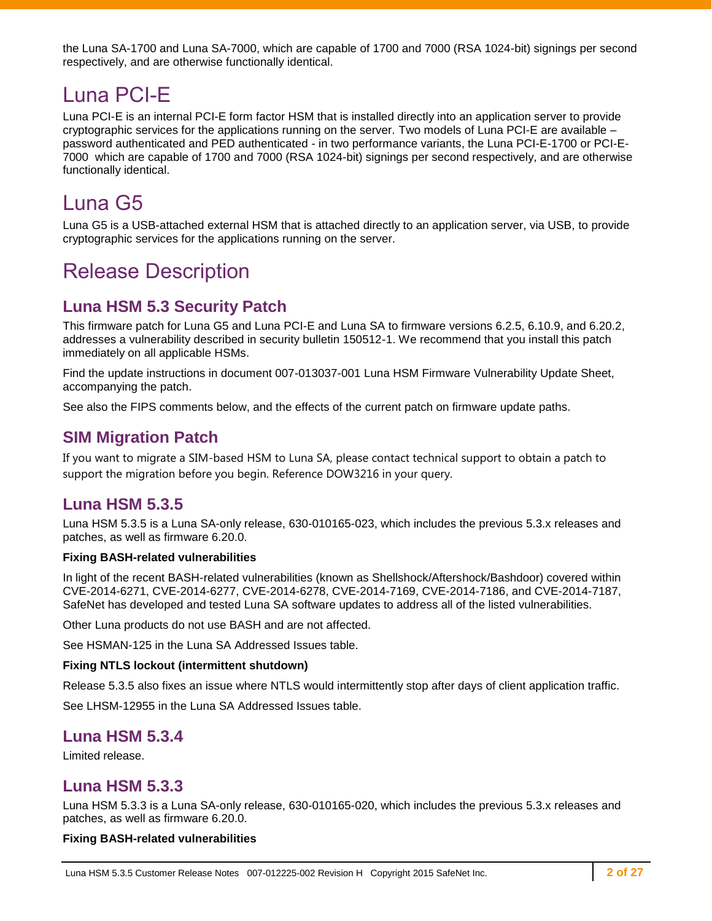the Luna SA-1700 and Luna SA-7000, which are capable of 1700 and 7000 (RSA 1024-bit) signings per second respectively, and are otherwise functionally identical.

# Luna PCI-E

Luna PCI-E is an internal PCI-E form factor HSM that is installed directly into an application server to provide cryptographic services for the applications running on the server. Two models of Luna PCI-E are available – password authenticated and PED authenticated - in two performance variants, the Luna PCI-E-1700 or PCI-E-7000 which are capable of 1700 and 7000 (RSA 1024-bit) signings per second respectively, and are otherwise functionally identical.

# Luna G5

Luna G5 is a USB-attached external HSM that is attached directly to an application server, via USB, to provide cryptographic services for the applications running on the server.

# Release Description

## Luna HSM 5.3 Security Patch

This firmware patch for Luna G5 and Luna PCI-E and Luna SA to firmware versions 6.2.5, 6.10.9, and 6.20.2, addresses a vulnerability described in security bulletin 150512-1. We recommend that you install this patch immediately on all applicable HSMs.

Find the update instructions in document 007-013037-001 Luna HSM Firmware Vulnerability Update Sheet, accompanying the patch.

See also the FIPS comments below, and the effects of the current patch on firmware update paths.

## SIM Migration Patch

If you want to migrate a SIM-based HSM to Luna SA, please contact technical support to obtain a patch to support the migration before you begin. Reference DOW3216 in your query.

## Luna HSM 5.3.5

Luna HSM 5.3.5 is a Luna SA-only release, 630-010165-023, which includes the previous 5.3.x releases and patches, as well as firmware 6.20.0.

**Fixing BASH-related vulnerabilities**

In light of the recent BASH-related vulnerabilities (known as Shellshock/Aftershock/Bashdoor) covered within CVE-2014-6271, CVE-2014-6277, CVE-2014-6278, CVE-2014-7169, CVE-2014-7186, and CVE-2014-7187, SafeNet has developed and tested Luna SA software updates to address all of the listed vulnerabilities.

Other Luna products do not use BASH and are not affected.

See HSMAN-125 in the Luna SA Addressed Issues table.

**Fixing NTLS lockout (intermittent shutdown)**

Release 5.3.5 also fixes an issue where NTLS would intermittently stop after days of client application traffic.

See LHSM-12955 in the Luna SA Addressed Issues table.

## Luna HSM 5.3.4

Limited release.

## Luna HSM 5.3.3

Luna HSM 5.3.3 is a Luna SA-only release, 630-010165-020, which includes the previous 5.3.x releases and patches, as well as firmware 6.20.0.

**Fixing BASH-related vulnerabilities**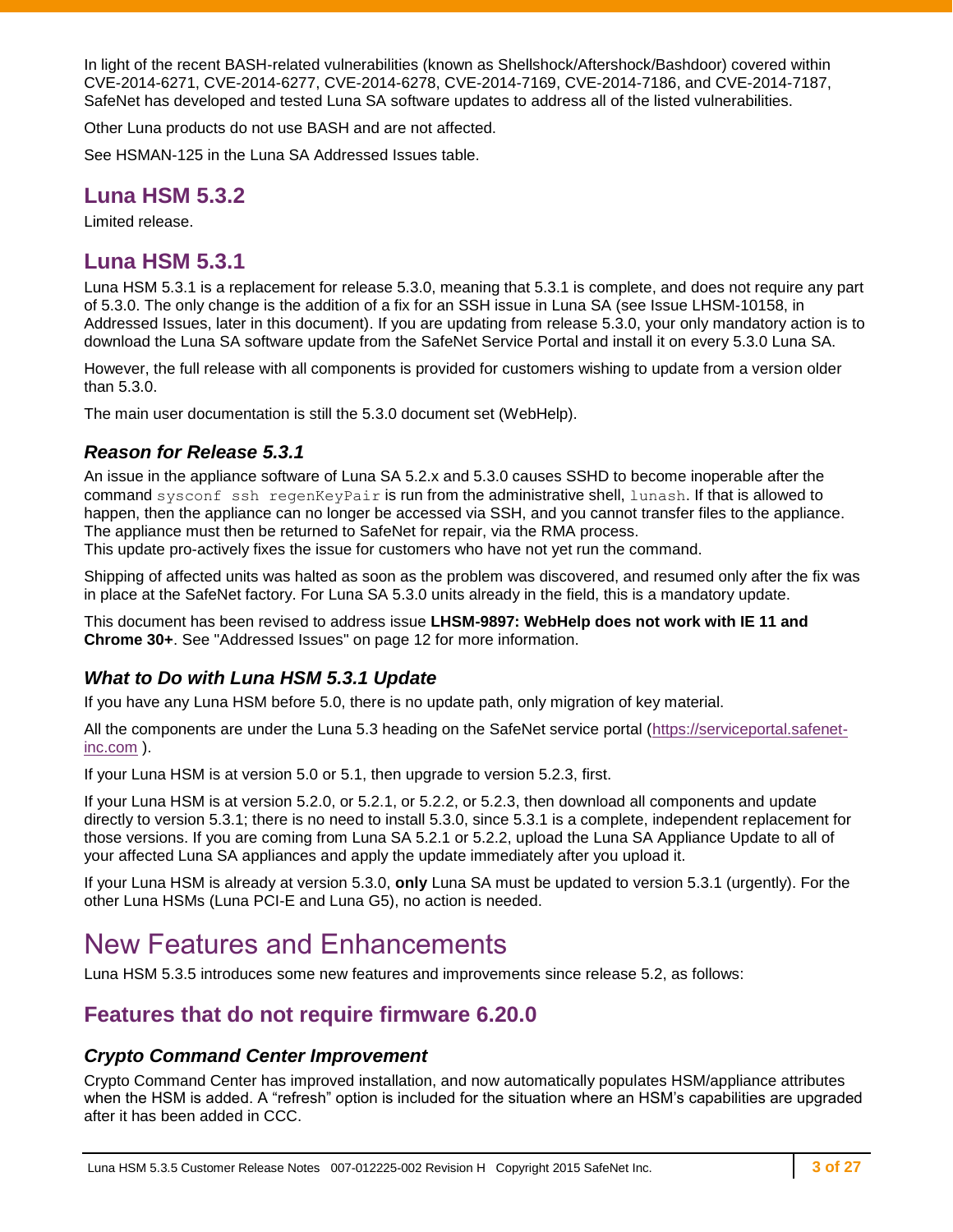In light of the recent BASH-related vulnerabilities (known as Shellshock/Aftershock/Bashdoor) covered within CVE-2014-6271, CVE-2014-6277, CVE-2014-6278, CVE-2014-7169, CVE-2014-7186, and CVE-2014-7187, SafeNet has developed and tested Luna SA software updates to address all of the listed vulnerabilities.

Other Luna products do not use BASH and are not affected.

See HSMAN-125 in the Luna SA Addressed Issues table.

## Luna HSM 5.3.2

Limited release.

## Luna HSM 5.3.1

Luna HSM 5.3.1 is a replacement for release 5.3.0, meaning that 5.3.1 is complete, and does not require any part of 5.3.0. The only change is the addition of a fix for an SSH issue in Luna SA (see Issue LHSM-10158, in Addressed Issues, later in this document). If you are updating from release 5.3.0, your only mandatory action is to download the Luna SA software update from the SafeNet Service Portal and install it on every 5.3.0 Luna SA.

However, the full release with all components is provided for customers wishing to update from a version older than 5.3.0.

The main user documentation is still the 5.3.0 document set (WebHelp).

### *Reason for Release 5.3.1*

An issue in the appliance software of Luna SA 5.2.x and 5.3.0 causes SSHD to become inoperable after the command `sysconf ssh regenKeyPair` is run from the administrative shell, `lunash`. If that is allowed to happen, then the appliance can no longer be accessed via SSH, and you cannot transfer files to the appliance. The appliance must then be returned to SafeNet for repair, via the RMA process.
This update pro-actively fixes the issue for customers who have not yet run the command.

Shipping of affected units was halted as soon as the problem was discovered, and resumed only after the fix was in place at the SafeNet factory. For Luna SA 5.3.0 units already in the field, this is a mandatory update.

This document has been revised to address issue **LHSM-9897: WebHelp does not work with IE 11 and Chrome 30+**. See "Addressed Issues" on page 12 for more information.

### *What to Do with Luna HSM 5.3.1 Update*

If you have any Luna HSM before 5.0, there is no update path, only migration of key material.

All the components are under the Luna 5.3 heading on the SafeNet service portal (https://serviceportal.safenet-inc.com ).

If your Luna HSM is at version 5.0 or 5.1, then upgrade to version 5.2.3, first.

If your Luna HSM is at version 5.2.0, or 5.2.1, or 5.2.2, or 5.2.3, then download all components and update directly to version 5.3.1; there is no need to install 5.3.0, since 5.3.1 is a complete, independent replacement for those versions. If you are coming from Luna SA 5.2.1 or 5.2.2, upload the Luna SA Appliance Update to all of your affected Luna SA appliances and apply the update immediately after you upload it.

If your Luna HSM is already at version 5.3.0, **only** Luna SA must be updated to version 5.3.1 (urgently). For the other Luna HSMs (Luna PCI-E and Luna G5), no action is needed.

# New Features and Enhancements

Luna HSM 5.3.5 introduces some new features and improvements since release 5.2, as follows:

## Features that do not require firmware 6.20.0

### *Crypto Command Center Improvement*

Crypto Command Center has improved installation, and now automatically populates HSM/appliance attributes when the HSM is added. A “refresh” option is included for the situation where an HSM’s capabilities are upgraded after it has been added in CCC.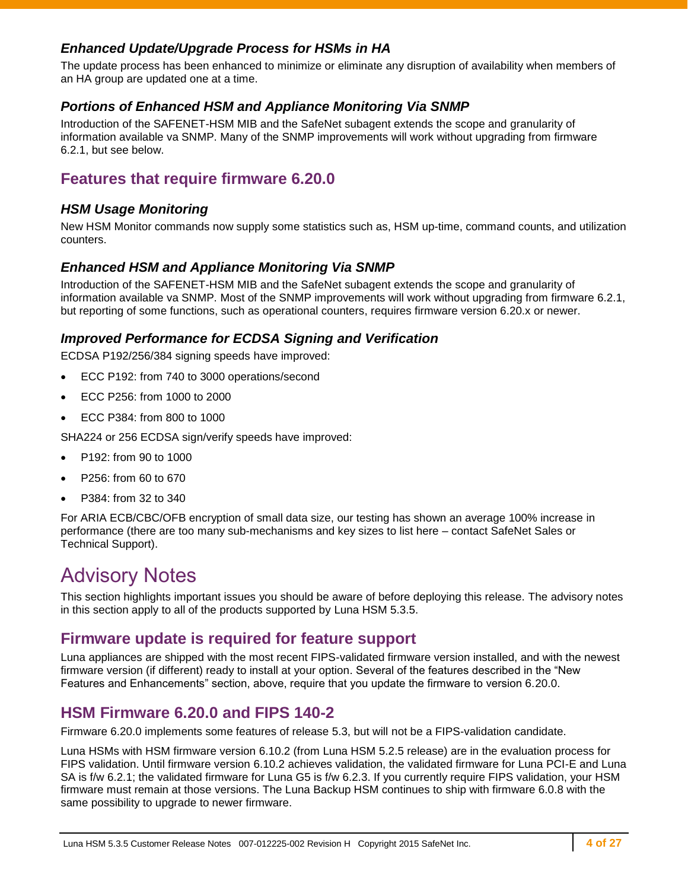### *Enhanced Update/Upgrade Process for HSMs in HA*

The update process has been enhanced to minimize or eliminate any disruption of availability when members of an HA group are updated one at a time.

### *Portions of Enhanced HSM and Appliance Monitoring Via SNMP*

Introduction of the SAFENET-HSM MIB and the SafeNet subagent extends the scope and granularity of information available va SNMP. Many of the SNMP improvements will work without upgrading from firmware 6.2.1, but see below.

## Features that require firmware 6.20.0

### *HSM Usage Monitoring*

New HSM Monitor commands now supply some statistics such as, HSM up-time, command counts, and utilization counters.

### *Enhanced HSM and Appliance Monitoring Via SNMP*

Introduction of the SAFENET-HSM MIB and the SafeNet subagent extends the scope and granularity of information available va SNMP. Most of the SNMP improvements will work without upgrading from firmware 6.2.1, but reporting of some functions, such as operational counters, requires firmware version 6.20.x or newer.

### *Improved Performance for ECDSA Signing and Verification*

ECDSA P192/256/384 signing speeds have improved:

- ECC P192: from 740 to 3000 operations/second
- ECC P256: from 1000 to 2000
- ECC P384: from 800 to 1000

SHA224 or 256 ECDSA sign/verify speeds have improved:

- P192: from 90 to 1000
- P256: from 60 to 670
- P384: from 32 to 340

For ARIA ECB/CBC/OFB encryption of small data size, our testing has shown an average 100% increase in performance (there are too many sub-mechanisms and key sizes to list here – contact SafeNet Sales or Technical Support).

# Advisory Notes

This section highlights important issues you should be aware of before deploying this release. The advisory notes in this section apply to all of the products supported by Luna HSM 5.3.5.

## Firmware update is required for feature support

Luna appliances are shipped with the most recent FIPS-validated firmware version installed, and with the newest firmware version (if different) ready to install at your option. Several of the features described in the "New Features and Enhancements" section, above, require that you update the firmware to version 6.20.0.

## HSM Firmware 6.20.0 and FIPS 140-2

Firmware 6.20.0 implements some features of release 5.3, but will not be a FIPS-validation candidate.

Luna HSMs with HSM firmware version 6.10.2 (from Luna HSM 5.2.5 release) are in the evaluation process for FIPS validation. Until firmware version 6.10.2 achieves validation, the validated firmware for Luna PCI-E and Luna SA is f/w 6.2.1; the validated firmware for Luna G5 is f/w 6.2.3. If you currently require FIPS validation, your HSM firmware must remain at those versions. The Luna Backup HSM continues to ship with firmware 6.0.8 with the same possibility to upgrade to newer firmware.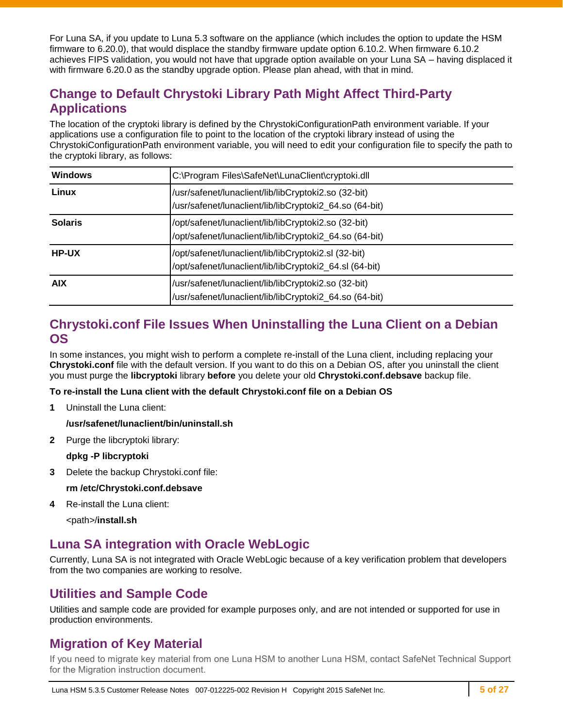For Luna SA, if you update to Luna 5.3 software on the appliance (which includes the option to update the HSM firmware to 6.20.0), that would displace the standby firmware update option 6.10.2. When firmware 6.10.2 achieves FIPS validation, you would not have that upgrade option available on your Luna SA – having displaced it with firmware 6.20.0 as the standby upgrade option. Please plan ahead, with that in mind.

## Change to Default Chrystoki Library Path Might Affect Third-Party Applications

The location of the cryptoki library is defined by the ChrystokiConfigurationPath environment variable. If your applications use a configuration file to point to the location of the cryptoki library instead of using the ChrystokiConfigurationPath environment variable, you will need to edit your configuration file to specify the path to the cryptoki library, as follows:

| | |
|---|---|
| **Windows** | C:\Program Files\SafeNet\LunaClient\cryptoki.dll |
| **Linux** | /usr/safenet/lunaclient/lib/libCryptoki2.so (32-bit)<br>/usr/safenet/lunaclient/lib/libCryptoki2_64.so (64-bit) |
| **Solaris** | /opt/safenet/lunaclient/lib/libCryptoki2.so (32-bit)<br>/opt/safenet/lunaclient/lib/libCryptoki2_64.so (64-bit) |
| **HP-UX** | /opt/safenet/lunaclient/lib/libCryptoki2.sl (32-bit)<br>/opt/safenet/lunaclient/lib/libCryptoki2_64.sl (64-bit) |
| **AIX** | /usr/safenet/lunaclient/lib/libCryptoki2.so (32-bit)<br>/usr/safenet/lunaclient/lib/libCryptoki2_64.so (64-bit) |

## Chrystoki.conf File Issues When Uninstalling the Luna Client on a Debian OS

In some instances, you might wish to perform a complete re-install of the Luna client, including replacing your **Chrystoki.conf** file with the default version. If you want to do this on a Debian OS, after you uninstall the client you must purge the **libcryptoki** library **before** you delete your old **Chrystoki.conf.debsave** backup file.

**To re-install the Luna client with the default Chrystoki.conf file on a Debian OS**

1. Uninstall the Luna client:

   **/usr/safenet/lunaclient/bin/uninstall.sh**

2. Purge the libcryptoki library:

   **dpkg -P libcryptoki**

3. Delete the backup Chrystoki.conf file:

   **rm /etc/Chrystoki.conf.debsave**

4. Re-install the Luna client:

   <path>/**install.sh**

## Luna SA integration with Oracle WebLogic

Currently, Luna SA is not integrated with Oracle WebLogic because of a key verification problem that developers from the two companies are working to resolve.

## Utilities and Sample Code

Utilities and sample code are provided for example purposes only, and are not intended or supported for use in production environments.

## Migration of Key Material

If you need to migrate key material from one Luna HSM to another Luna HSM, contact SafeNet Technical Support for the Migration instruction document.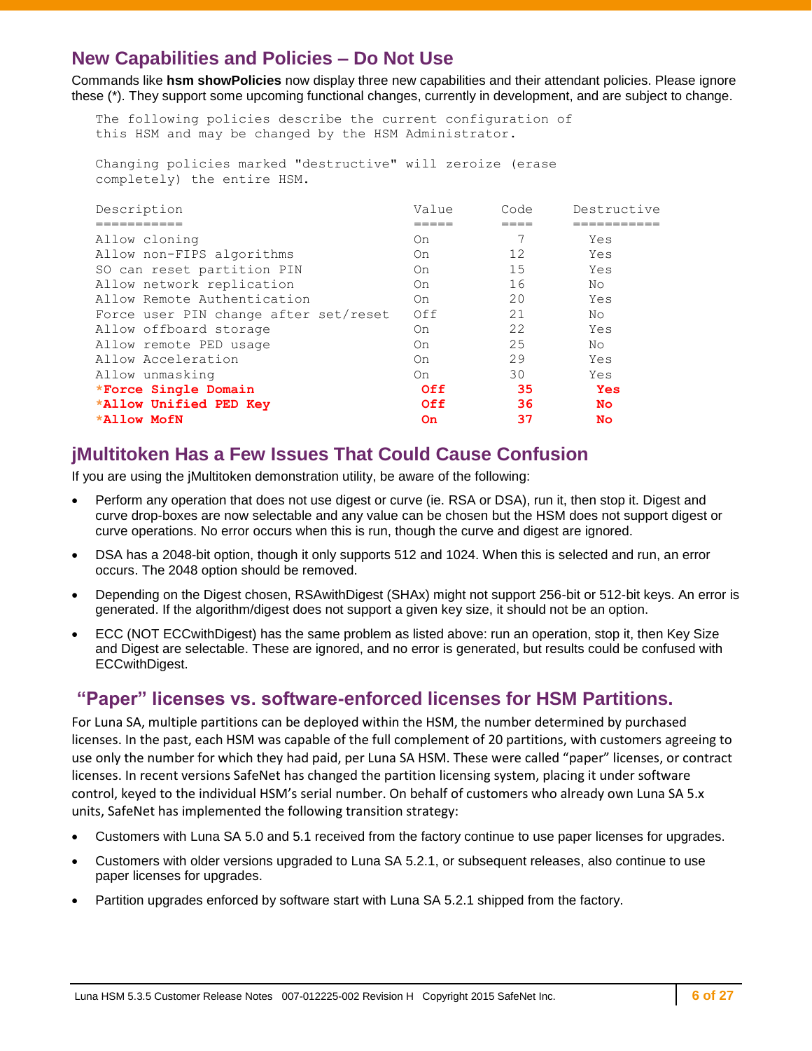## New Capabilities and Policies – Do Not Use

Commands like **hsm showPolicies** now display three new capabilities and their attendant policies. Please ignore these (*). They support some upcoming functional changes, currently in development, and are subject to change.

```
The following policies describe the current configuration of
this HSM and may be changed by the HSM Administrator.

Changing policies marked "destructive" will zeroize (erase
completely) the entire HSM.

Description                        Value     Code     Destructive
===========                        =====     ====     ===========
Allow cloning                      On          7        Yes
Allow non-FIPS algorithms          On         12        Yes
SO can reset partition PIN         On         15        Yes
Allow network replication          On         16        No
Allow Remote Authentication        On         20        Yes
Force user PIN change after set/reset  Off    21        No
Allow offboard storage             On         22        Yes
Allow remote PED usage             On         25        No
Allow Acceleration                 On         29        Yes
Allow unmasking                    On         30        Yes
*Force Single Domain                Off        35        Yes
*Allow Unified PED Key              Off        36        No
*Allow MofN                         On         37        No
```

## jMultitoken Has a Few Issues That Could Cause Confusion

If you are using the jMultitoken demonstration utility, be aware of the following:

- Perform any operation that does not use digest or curve (ie. RSA or DSA), run it, then stop it. Digest and curve drop-boxes are now selectable and any value can be chosen but the HSM does not support digest or curve operations. No error occurs when this is run, though the curve and digest are ignored.
- DSA has a 2048-bit option, though it only supports 512 and 1024. When this is selected and run, an error occurs. The 2048 option should be removed.
- Depending on the Digest chosen, RSAwithDigest (SHAx) might not support 256-bit or 512-bit keys. An error is generated. If the algorithm/digest does not support a given key size, it should not be an option.
- ECC (NOT ECCwithDigest) has the same problem as listed above: run an operation, stop it, then Key Size and Digest are selectable. These are ignored, and no error is generated, but results could be confused with ECCwithDigest.

## "Paper" licenses vs. software-enforced licenses for HSM Partitions.

For Luna SA, multiple partitions can be deployed within the HSM, the number determined by purchased licenses. In the past, each HSM was capable of the full complement of 20 partitions, with customers agreeing to use only the number for which they had paid, per Luna SA HSM. These were called "paper" licenses, or contract licenses. In recent versions SafeNet has changed the partition licensing system, placing it under software control, keyed to the individual HSM's serial number. On behalf of customers who already own Luna SA 5.x units, SafeNet has implemented the following transition strategy:

- Customers with Luna SA 5.0 and 5.1 received from the factory continue to use paper licenses for upgrades.
- Customers with older versions upgraded to Luna SA 5.2.1, or subsequent releases, also continue to use paper licenses for upgrades.
- Partition upgrades enforced by software start with Luna SA 5.2.1 shipped from the factory.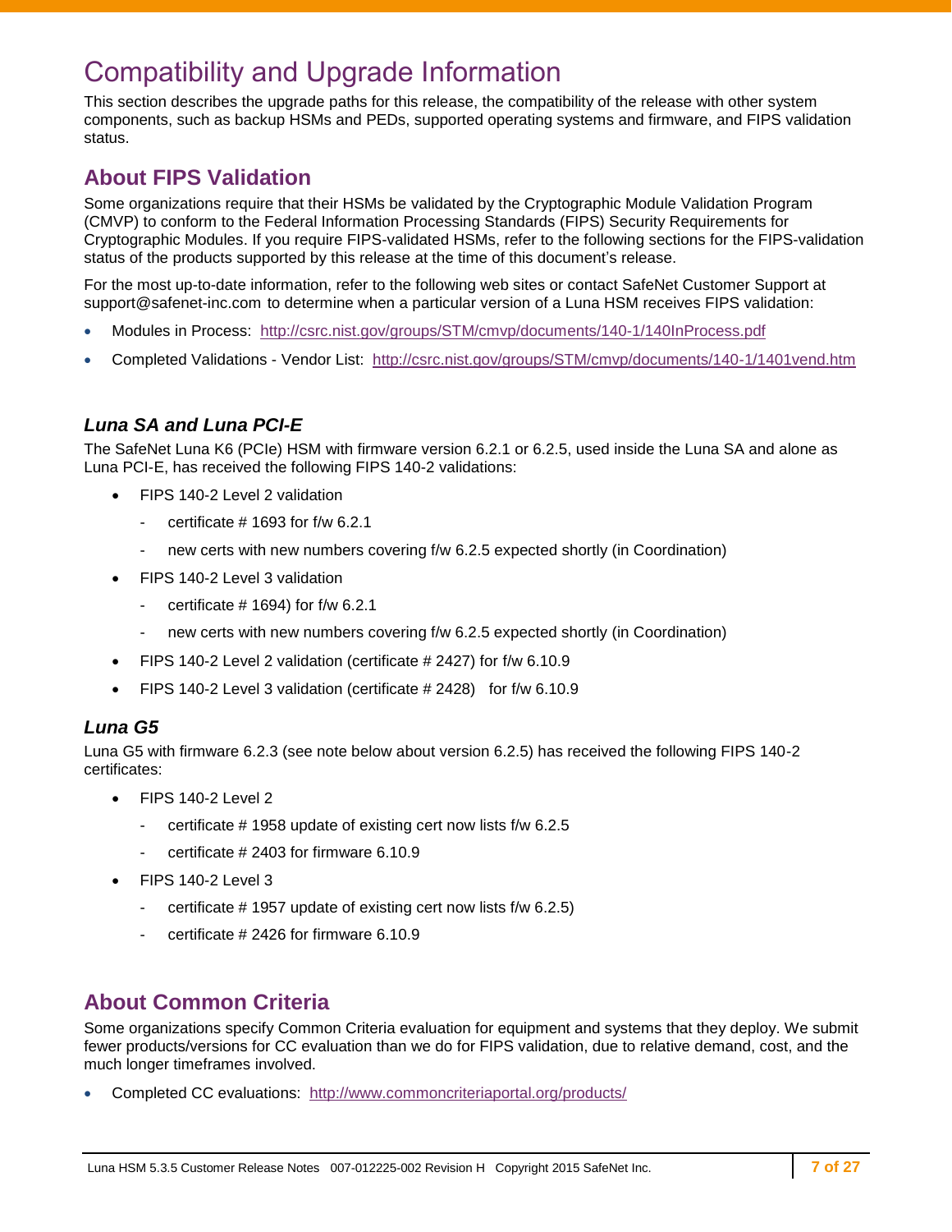# Compatibility and Upgrade Information

This section describes the upgrade paths for this release, the compatibility of the release with other system components, such as backup HSMs and PEDs, supported operating systems and firmware, and FIPS validation status.

## About FIPS Validation

Some organizations require that their HSMs be validated by the Cryptographic Module Validation Program (CMVP) to conform to the Federal Information Processing Standards (FIPS) Security Requirements for Cryptographic Modules. If you require FIPS-validated HSMs, refer to the following sections for the FIPS-validation status of the products supported by this release at the time of this document's release.

For the most up-to-date information, refer to the following web sites or contact SafeNet Customer Support at support@safenet-inc.com to determine when a particular version of a Luna HSM receives FIPS validation:

- Modules in Process: http://csrc.nist.gov/groups/STM/cmvp/documents/140-1/140InProcess.pdf
- Completed Validations - Vendor List: http://csrc.nist.gov/groups/STM/cmvp/documents/140-1/1401vend.htm

### *Luna SA and Luna PCI-E*

The SafeNet Luna K6 (PCIe) HSM with firmware version 6.2.1 or 6.2.5, used inside the Luna SA and alone as Luna PCI-E, has received the following FIPS 140-2 validations:

- FIPS 140-2 Level 2 validation
  - certificate # 1693 for f/w 6.2.1
  - new certs with new numbers covering f/w 6.2.5 expected shortly (in Coordination)
- FIPS 140-2 Level 3 validation
  - certificate # 1694) for f/w 6.2.1
  - new certs with new numbers covering f/w 6.2.5 expected shortly (in Coordination)
- FIPS 140-2 Level 2 validation (certificate # 2427) for f/w 6.10.9
- FIPS 140-2 Level 3 validation (certificate # 2428) for f/w 6.10.9

### *Luna G5*

Luna G5 with firmware 6.2.3 (see note below about version 6.2.5) has received the following FIPS 140-2 certificates:

- FIPS 140-2 Level 2
  - certificate # 1958 update of existing cert now lists f/w 6.2.5
  - certificate # 2403 for firmware 6.10.9
- FIPS 140-2 Level 3
  - certificate # 1957 update of existing cert now lists f/w 6.2.5)
  - certificate # 2426 for firmware 6.10.9

## About Common Criteria

Some organizations specify Common Criteria evaluation for equipment and systems that they deploy. We submit fewer products/versions for CC evaluation than we do for FIPS validation, due to relative demand, cost, and the much longer timeframes involved.

- Completed CC evaluations: http://www.commoncriteriaportal.org/products/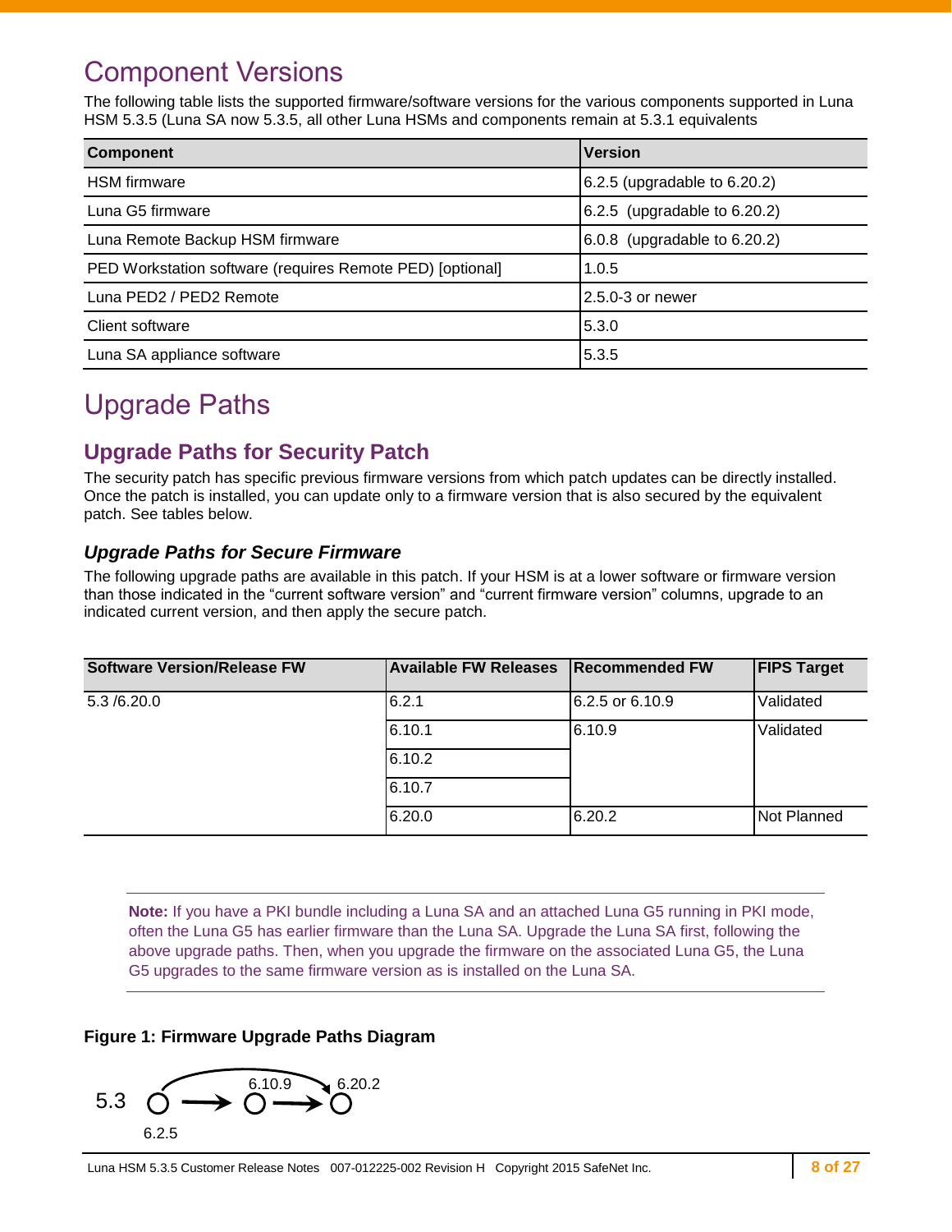# Component Versions

The following table lists the supported firmware/software versions for the various components supported in Luna HSM 5.3.5 (Luna SA now 5.3.5, all other Luna HSMs and components remain at 5.3.1 equivalents

| Component | Version |
|---|---|
| HSM firmware | 6.2.5 (upgradable to 6.20.2) |
| Luna G5 firmware | 6.2.5 (upgradable to 6.20.2) |
| Luna Remote Backup HSM firmware | 6.0.8 (upgradable to 6.20.2) |
| PED Workstation software (requires Remote PED) [optional] | 1.0.5 |
| Luna PED2 / PED2 Remote | 2.5.0-3 or newer |
| Client software | 5.3.0 |
| Luna SA appliance software | 5.3.5 |

# Upgrade Paths

## Upgrade Paths for Security Patch

The security patch has specific previous firmware versions from which patch updates can be directly installed. Once the patch is installed, you can update only to a firmware version that is also secured by the equivalent patch. See tables below.

### *Upgrade Paths for Secure Firmware*

The following upgrade paths are available in this patch. If your HSM is at a lower software or firmware version than those indicated in the "current software version" and "current firmware version" columns, upgrade to an indicated current version, and then apply the secure patch.

| Software Version/Release FW | Available FW Releases | Recommended FW | FIPS Target |
|---|---|---|---|
| 5.3 /6.20.0 | 6.2.1 | 6.2.5 or 6.10.9 | Validated |
| | 6.10.1 | 6.10.9 | Validated |
| | 6.10.2 | | |
| | 6.10.7 | | |
| | 6.20.0 | 6.20.2 | Not Planned |

**Note:** If you have a PKI bundle including a Luna SA and an attached Luna G5 running in PKI mode, often the Luna G5 has earlier firmware than the Luna SA. Upgrade the Luna SA first, following the above upgrade paths. Then, when you upgrade the firmware on the associated Luna G5, the Luna G5 upgrades to the same firmware version as is installed on the Luna SA.

**Figure 1: Firmware Upgrade Paths Diagram**

5.3

6.2.5

6.10.9

6.20.2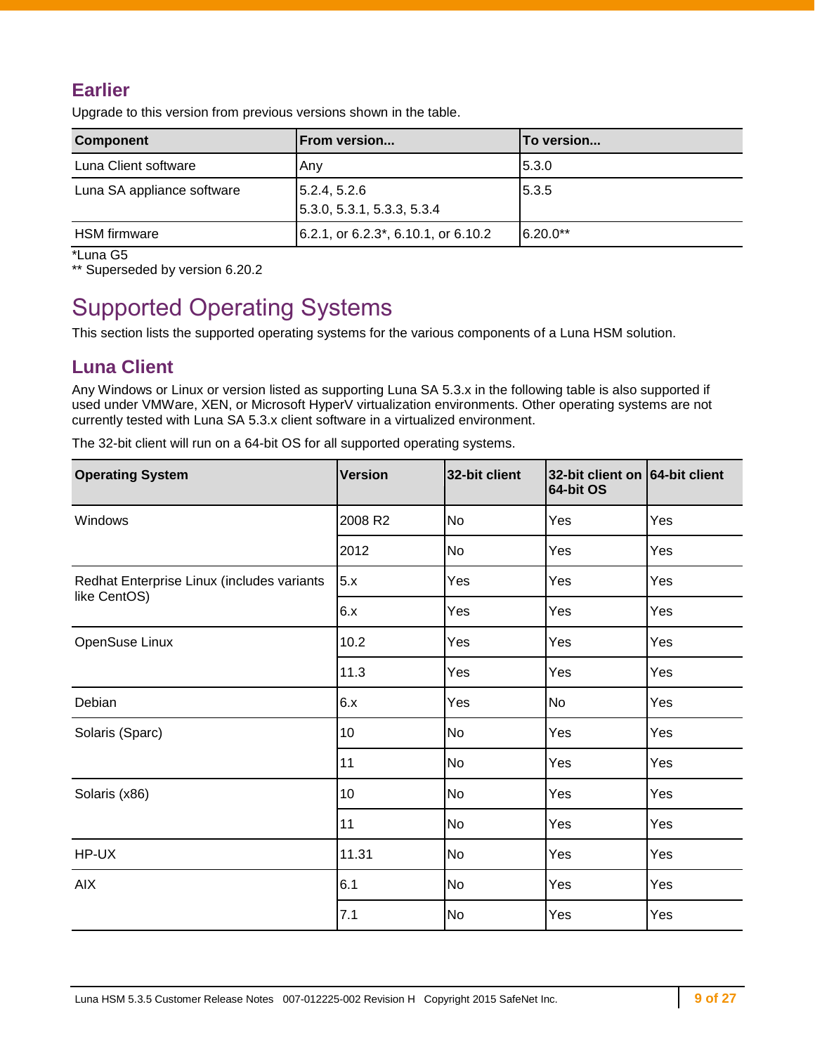### Earlier

Upgrade to this version from previous versions shown in the table.

| Component | From version... | To version... |
|---|---|---|
| Luna Client software | Any | 5.3.0 |
| Luna SA appliance software | 5.2.4, 5.2.6<br>5.3.0, 5.3.1, 5.3.3, 5.3.4 | 5.3.5 |
| HSM firmware | 6.2.1, or 6.2.3*, 6.10.1, or 6.10.2 | 6.20.0** |

*Luna G5
** Superseded by version 6.20.2

## Supported Operating Systems

This section lists the supported operating systems for the various components of a Luna HSM solution.

### Luna Client

Any Windows or Linux or version listed as supporting Luna SA 5.3.x in the following table is also supported if used under VMWare, XEN, or Microsoft HyperV virtualization environments. Other operating systems are not currently tested with Luna SA 5.3.x client software in a virtualized environment.

The 32-bit client will run on a 64-bit OS for all supported operating systems.

| Operating System | Version | 32-bit client | 32-bit client on 64-bit OS | 64-bit client |
|---|---|---|---|---|
| Windows | 2008 R2 | No | Yes | Yes |
| | 2012 | No | Yes | Yes |
| Redhat Enterprise Linux (includes variants like CentOS) | 5.x | Yes | Yes | Yes |
| | 6.x | Yes | Yes | Yes |
| OpenSuse Linux | 10.2 | Yes | Yes | Yes |
| | 11.3 | Yes | Yes | Yes |
| Debian | 6.x | Yes | No | Yes |
| Solaris (Sparc) | 10 | No | Yes | Yes |
| | 11 | No | Yes | Yes |
| Solaris (x86) | 10 | No | Yes | Yes |
| | 11 | No | Yes | Yes |
| HP-UX | 11.31 | No | Yes | Yes |
| AIX | 6.1 | No | Yes | Yes |
| | 7.1 | No | Yes | Yes |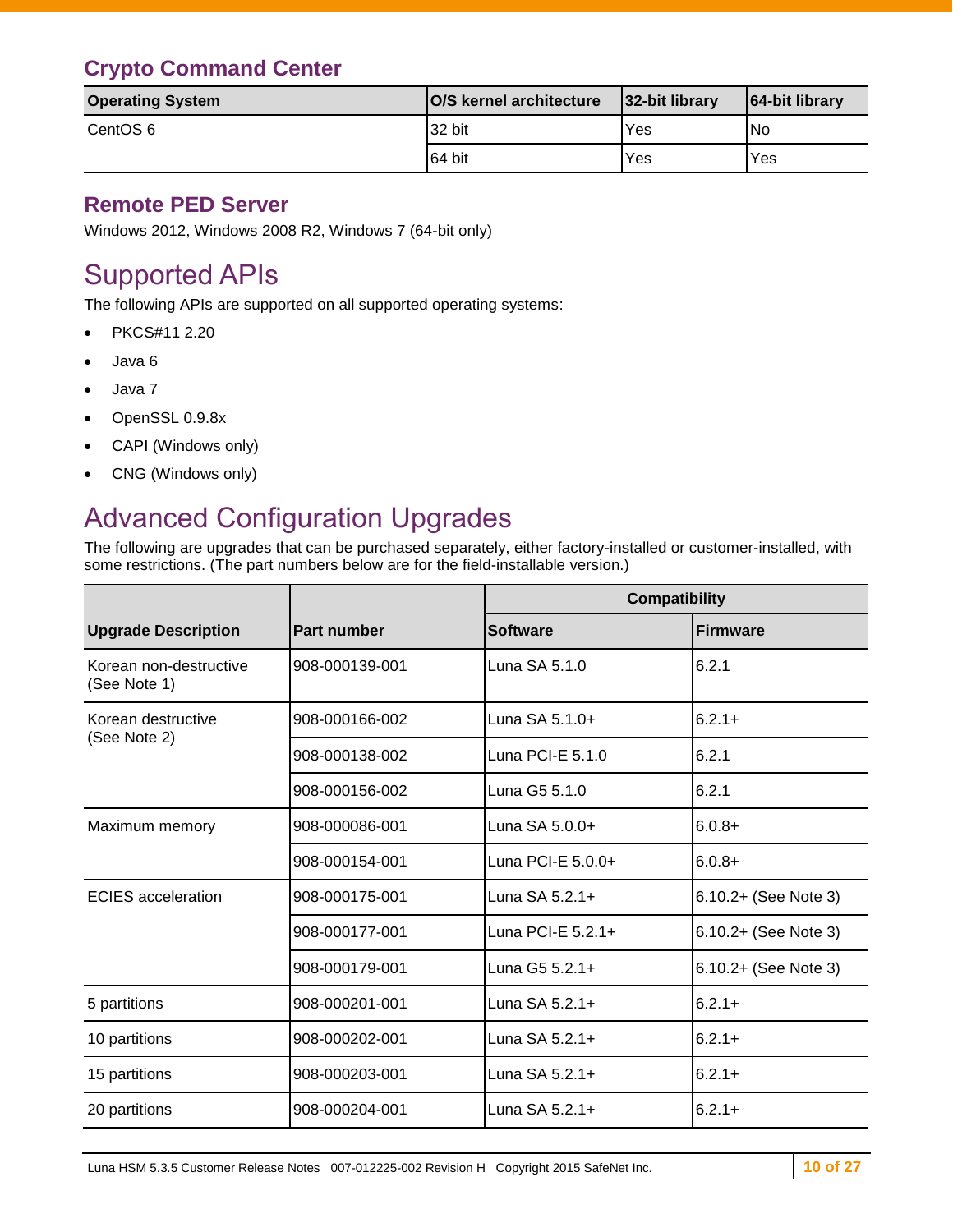### Crypto Command Center

| Operating System | O/S kernel architecture | 32-bit library | 64-bit library |
|---|---|---|---|
| CentOS 6 | 32 bit | Yes | No |
| | 64 bit | Yes | Yes |

### Remote PED Server

Windows 2012, Windows 2008 R2, Windows 7 (64-bit only)

## Supported APIs

The following APIs are supported on all supported operating systems:

- PKCS#11 2.20
- Java 6
- Java 7
- OpenSSL 0.9.8x
- CAPI (Windows only)
- CNG (Windows only)

## Advanced Configuration Upgrades

The following are upgrades that can be purchased separately, either factory-installed or customer-installed, with some restrictions. (The part numbers below are for the field-installable version.)

| Upgrade Description | Part number | Compatibility | |
|---|---|---|---|
| | | Software | Firmware |
| Korean non-destructive (See Note 1) | 908-000139-001 | Luna SA 5.1.0 | 6.2.1 |
| Korean destructive (See Note 2) | 908-000166-002 | Luna SA 5.1.0+ | 6.2.1+ |
| | 908-000138-002 | Luna PCI-E 5.1.0 | 6.2.1 |
| | 908-000156-002 | Luna G5 5.1.0 | 6.2.1 |
| Maximum memory | 908-000086-001 | Luna SA 5.0.0+ | 6.0.8+ |
| | 908-000154-001 | Luna PCI-E 5.0.0+ | 6.0.8+ |
| ECIES acceleration | 908-000175-001 | Luna SA 5.2.1+ | 6.10.2+ (See Note 3) |
| | 908-000177-001 | Luna PCI-E 5.2.1+ | 6.10.2+ (See Note 3) |
| | 908-000179-001 | Luna G5 5.2.1+ | 6.10.2+ (See Note 3) |
| 5 partitions | 908-000201-001 | Luna SA 5.2.1+ | 6.2.1+ |
| 10 partitions | 908-000202-001 | Luna SA 5.2.1+ | 6.2.1+ |
| 15 partitions | 908-000203-001 | Luna SA 5.2.1+ | 6.2.1+ |
| 20 partitions | 908-000204-001 | Luna SA 5.2.1+ | 6.2.1+ |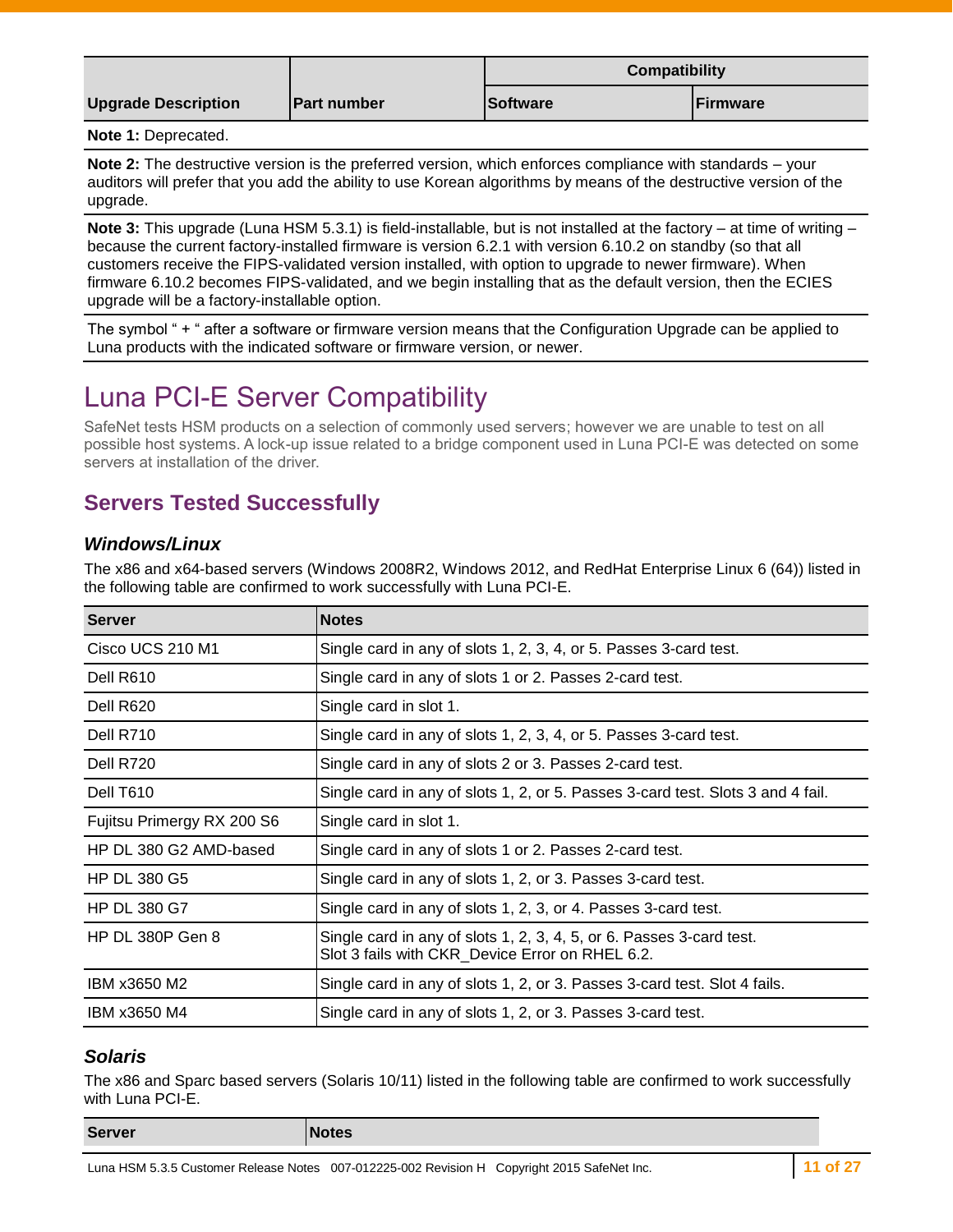| Upgrade Description | Part number | Compatibility | |
|---|---|---|---|
| | | Software | Firmware |
| **Note 1:** Deprecated. | | | |
| **Note 2:** The destructive version is the preferred version, which enforces compliance with standards – your auditors will prefer that you add the ability to use Korean algorithms by means of the destructive version of the upgrade. | | | |
| **Note 3:** This upgrade (Luna HSM 5.3.1) is field-installable, but is not installed at the factory – at time of writing – because the current factory-installed firmware is version 6.2.1 with version 6.10.2 on standby (so that all customers receive the FIPS-validated version installed, with option to upgrade to newer firmware). When firmware 6.10.2 becomes FIPS-validated, and we begin installing that as the default version, then the ECIES upgrade will be a factory-installable option. | | | |
| The symbol " + " after a software or firmware version means that the Configuration Upgrade can be applied to Luna products with the indicated software or firmware version, or newer. | | | |

# Luna PCI-E Server Compatibility

SafeNet tests HSM products on a selection of commonly used servers; however we are unable to test on all possible host systems. A lock-up issue related to a bridge component used in Luna PCI-E was detected on some servers at installation of the driver.

## Servers Tested Successfully

### *Windows/Linux*

The x86 and x64-based servers (Windows 2008R2, Windows 2012, and RedHat Enterprise Linux 6 (64)) listed in the following table are confirmed to work successfully with Luna PCI-E.

| Server | Notes |
|---|---|
| Cisco UCS 210 M1 | Single card in any of slots 1, 2, 3, 4, or 5. Passes 3-card test. |
| Dell R610 | Single card in any of slots 1 or 2. Passes 2-card test. |
| Dell R620 | Single card in slot 1. |
| Dell R710 | Single card in any of slots 1, 2, 3, 4, or 5. Passes 3-card test. |
| Dell R720 | Single card in any of slots 2 or 3. Passes 2-card test. |
| Dell T610 | Single card in any of slots 1, 2, or 5. Passes 3-card test. Slots 3 and 4 fail. |
| Fujitsu Primergy RX 200 S6 | Single card in slot 1. |
| HP DL 380 G2 AMD-based | Single card in any of slots 1 or 2. Passes 2-card test. |
| HP DL 380 G5 | Single card in any of slots 1, 2, or 3. Passes 3-card test. |
| HP DL 380 G7 | Single card in any of slots 1, 2, 3, or 4. Passes 3-card test. |
| HP DL 380P Gen 8 | Single card in any of slots 1, 2, 3, 4, 5, or 6. Passes 3-card test.<br>Slot 3 fails with CKR_Device Error on RHEL 6.2. |
| IBM x3650 M2 | Single card in any of slots 1, 2, or 3. Passes 3-card test. Slot 4 fails. |
| IBM x3650 M4 | Single card in any of slots 1, 2, or 3. Passes 3-card test. |

### *Solaris*

The x86 and Sparc based servers (Solaris 10/11) listed in the following table are confirmed to work successfully with Luna PCI-E.

| Server | Notes |
|---|---|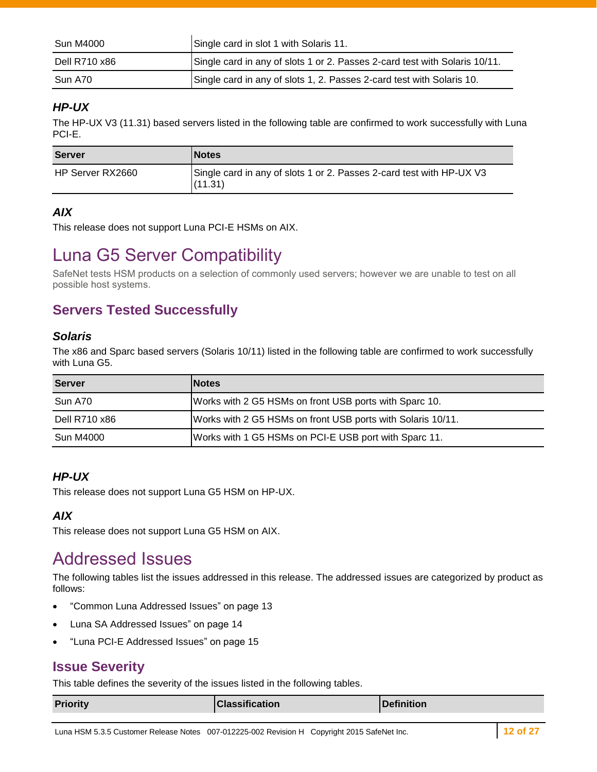| | |
|---|---|
| Sun M4000 | Single card in slot 1 with Solaris 11. |
| Dell R710 x86 | Single card in any of slots 1 or 2. Passes 2-card test with Solaris 10/11. |
| Sun A70 | Single card in any of slots 1, 2. Passes 2-card test with Solaris 10. |

#### *HP-UX*

The HP-UX V3 (11.31) based servers listed in the following table are confirmed to work successfully with Luna PCI-E.

| Server | Notes |
|---|---|
| HP Server RX2660 | Single card in any of slots 1 or 2. Passes 2-card test with HP-UX V3 (11.31) |

#### *AIX*

This release does not support Luna PCI-E HSMs on AIX.

# Luna G5 Server Compatibility

SafeNet tests HSM products on a selection of commonly used servers; however we are unable to test on all possible host systems.

## Servers Tested Successfully

#### *Solaris*

The x86 and Sparc based servers (Solaris 10/11) listed in the following table are confirmed to work successfully with Luna G5.

| Server | Notes |
|---|---|
| Sun A70 | Works with 2 G5 HSMs on front USB ports with Sparc 10. |
| Dell R710 x86 | Works with 2 G5 HSMs on front USB ports with Solaris 10/11. |
| Sun M4000 | Works with 1 G5 HSMs on PCI-E USB port with Sparc 11. |

#### *HP-UX*

This release does not support Luna G5 HSM on HP-UX.

#### *AIX*

This release does not support Luna G5 HSM on AIX.

# Addressed Issues

The following tables list the issues addressed in this release. The addressed issues are categorized by product as follows:

- "Common Luna Addressed Issues" on page 13
- Luna SA Addressed Issues" on page 14
- "Luna PCI-E Addressed Issues" on page 15

## Issue Severity

This table defines the severity of the issues listed in the following tables.

| Priority | Classification | Definition |
|---|---|---|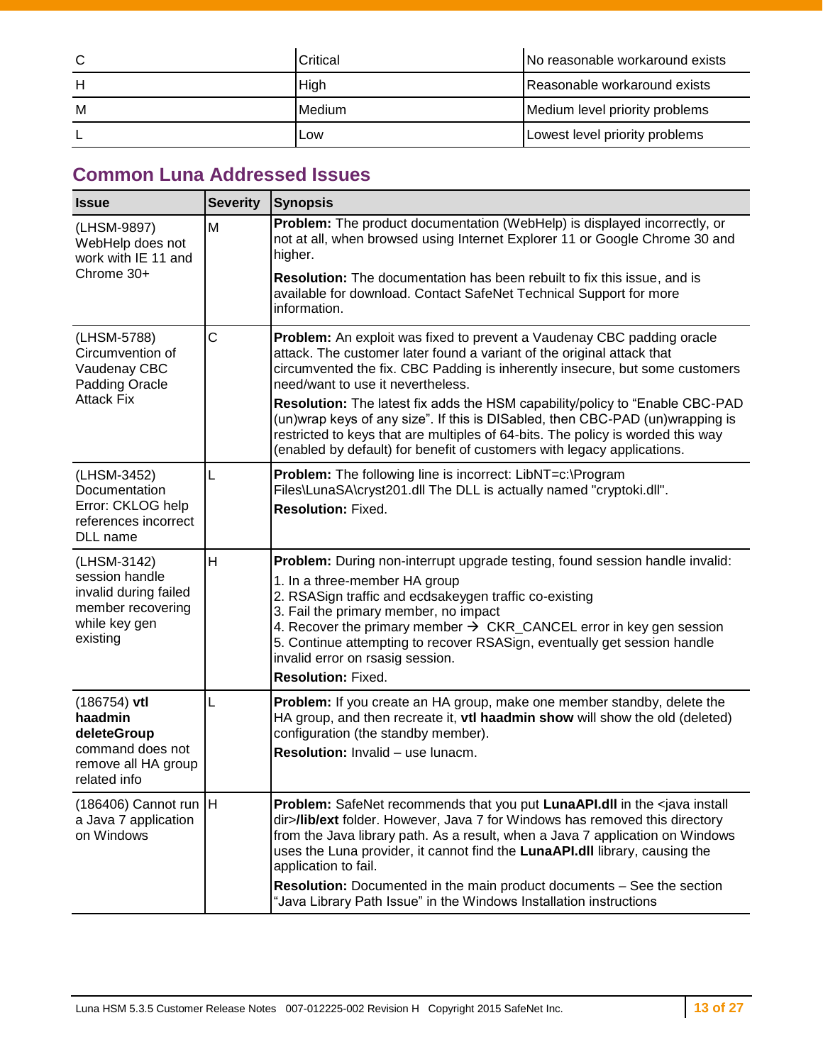| | | |
|---|---|---|
| C | Critical | No reasonable workaround exists |
| H | High | Reasonable workaround exists |
| M | Medium | Medium level priority problems |
| L | Low | Lowest level priority problems |

## Common Luna Addressed Issues

| Issue | Severity | Synopsis |
|---|---|---|
| (LHSM-9897) WebHelp does not work with IE 11 and Chrome 30+ | M | **Problem:** The product documentation (WebHelp) is displayed incorrectly, or not at all, when browsed using Internet Explorer 11 or Google Chrome 30 and higher.<br><br>**Resolution:** The documentation has been rebuilt to fix this issue, and is available for download. Contact SafeNet Technical Support for more information. |
| (LHSM-5788) Circumvention of Vaudenay CBC Padding Oracle Attack Fix | C | **Problem:** An exploit was fixed to prevent a Vaudenay CBC padding oracle attack. The customer later found a variant of the original attack that circumvented the fix. CBC Padding is inherently insecure, but some customers need/want to use it nevertheless.<br><br>**Resolution:** The latest fix adds the HSM capability/policy to “Enable CBC-PAD (un)wrap keys of any size”. If this is DISabled, then CBC-PAD (un)wrapping is restricted to keys that are multiples of 64-bits. The policy is worded this way (enabled by default) for benefit of customers with legacy applications. |
| (LHSM-3452) Documentation Error: CKLOG help references incorrect DLL name | L | **Problem:** The following line is incorrect: LibNT=c:\Program Files\LunaSA\cryst201.dll The DLL is actually named "cryptoki.dll".<br><br>**Resolution:** Fixed. |
| (LHSM-3142) session handle invalid during failed member recovering while key gen existing | H | **Problem:** During non-interrupt upgrade testing, found session handle invalid:<br>1. In a three-member HA group<br>2. RSASign traffic and ecdsakeygen traffic co-existing<br>3. Fail the primary member, no impact<br>4. Recover the primary member → CKR_CANCEL error in key gen session<br>5. Continue attempting to recover RSASign, eventually get session handle invalid error on rsasig session.<br><br>**Resolution:** Fixed. |
| (186754) **vtl haadmin deleteGroup** command does not remove all HA group related info | L | **Problem:** If you create an HA group, make one member standby, delete the HA group, and then recreate it, **vtl haadmin show** will show the old (deleted) configuration (the standby member).<br><br>**Resolution:** Invalid – use lunacm. |
| (186406) Cannot run a Java 7 application on Windows | H | **Problem:** SafeNet recommends that you put **LunaAPI.dll** in the <java install dir>**/lib/ext** folder. However, Java 7 for Windows has removed this directory from the Java library path. As a result, when a Java 7 application on Windows uses the Luna provider, it cannot find the **LunaAPI.dll** library, causing the application to fail.<br><br>**Resolution:** Documented in the main product documents – See the section “Java Library Path Issue” in the Windows Installation instructions |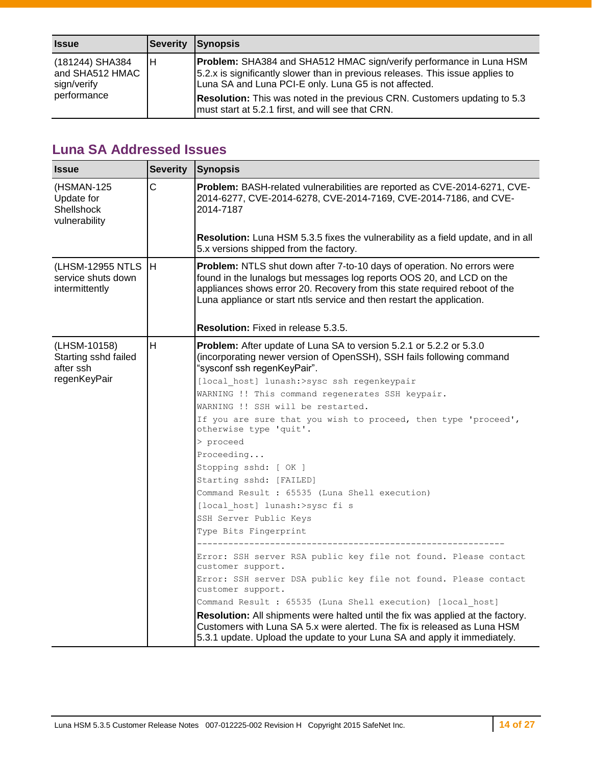| Issue | Severity | Synopsis |
| --- | --- | --- |
| (181244) SHA384 and SHA512 HMAC sign/verify performance | H | **Problem:** SHA384 and SHA512 HMAC sign/verify performance in Luna HSM 5.2.x is significantly slower than in previous releases. This issue applies to Luna SA and Luna PCI-E only. Luna G5 is not affected.<br>**Resolution:** This was noted in the previous CRN. Customers updating to 5.3 must start at 5.2.1 first, and will see that CRN. |

## Luna SA Addressed Issues

| Issue | Severity | Synopsis |
| --- | --- | --- |
| (HSMAN-125 Update for Shellshock vulnerability | C | **Problem:** BASH-related vulnerabilities are reported as CVE-2014-6271, CVE-2014-6277, CVE-2014-6278, CVE-2014-7169, CVE-2014-7186, and CVE-2014-7187<br><br>**Resolution:** Luna HSM 5.3.5 fixes the vulnerability as a field update, and in all 5.x versions shipped from the factory. |
| (LHSM-12955 NTLS service shuts down intermittently | H | **Problem:** NTLS shut down after 7-to-10 days of operation. No errors were found in the lunalogs but messages log reports OOS 20, and LCD on the appliances shows error 20. Recovery from this state required reboot of the Luna appliance or start ntls service and then restart the application.<br><br>**Resolution:** Fixed in release 5.3.5. |
| (LHSM-10158) Starting sshd failed after ssh regenKeyPair | H | **Problem:** After update of Luna SA to version 5.2.1 or 5.2.2 or 5.3.0 (incorporating newer version of OpenSSH), SSH fails following command "sysconf ssh regenKeyPair".<br>`[local_host] lunash:>sysc ssh regenkeypair`<br>`WARNING !! This command regenerates SSH keypair.`<br>`WARNING !! SSH will be restarted.`<br>`If you are sure that you wish to proceed, then type 'proceed', otherwise type 'quit'.`<br>`> proceed`<br>`Proceeding...`<br>`Stopping sshd: [ OK ]`<br>`Starting sshd: [FAILED]`<br>`Command Result : 65535 (Luna Shell execution)`<br>`[local_host] lunash:>sysc fi s`<br>`SSH Server Public Keys`<br>`Type Bits Fingerprint`<br>`------------------------------------------------------------`<br>`Error: SSH server RSA public key file not found. Please contact customer support.`<br>`Error: SSH server DSA public key file not found. Please contact customer support.`<br>`Command Result : 65535 (Luna Shell execution) [local_host]`<br>**Resolution:** All shipments were halted until the fix was applied at the factory. Customers with Luna SA 5.x were alerted. The fix is released as Luna HSM 5.3.1 update. Upload the update to your Luna SA and apply it immediately. |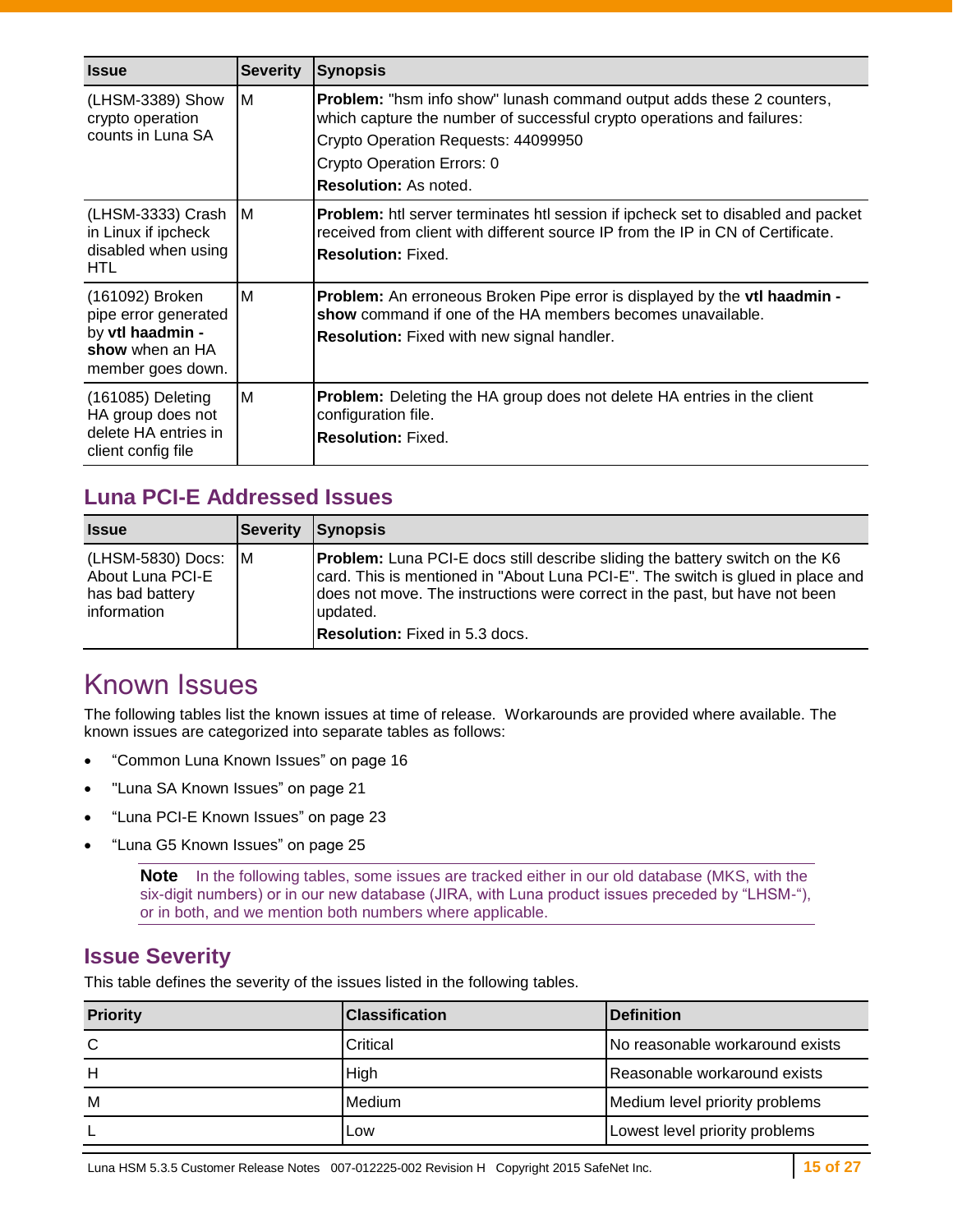| Issue | Severity | Synopsis |
| --- | --- | --- |
| (LHSM-3389) Show crypto operation counts in Luna SA | M | **Problem:** "hsm info show" lunash command output adds these 2 counters, which capture the number of successful crypto operations and failures:<br>Crypto Operation Requests: 44099950<br>Crypto Operation Errors: 0<br>**Resolution:** As noted. |
| (LHSM-3333) Crash in Linux if ipcheck disabled when using HTL | M | **Problem:** htl server terminates htl session if ipcheck set to disabled and packet received from client with different source IP from the IP in CN of Certificate.<br>**Resolution:** Fixed. |
| (161092) Broken pipe error generated by **vtl haadmin -show** when an HA member goes down. | M | **Problem:** An erroneous Broken Pipe error is displayed by the **vtl haadmin -show** command if one of the HA members becomes unavailable.<br>**Resolution:** Fixed with new signal handler. |
| (161085) Deleting HA group does not delete HA entries in client config file | M | **Problem:** Deleting the HA group does not delete HA entries in the client configuration file.<br>**Resolution:** Fixed. |

## Luna PCI-E Addressed Issues

| Issue | Severity | Synopsis |
| --- | --- | --- |
| (LHSM-5830) Docs: About Luna PCI-E has bad battery information | M | **Problem:** Luna PCI-E docs still describe sliding the battery switch on the K6 card. This is mentioned in "About Luna PCI-E". The switch is glued in place and does not move. The instructions were correct in the past, but have not been updated.<br>**Resolution:** Fixed in 5.3 docs. |

# Known Issues

The following tables list the known issues at time of release. Workarounds are provided where available. The known issues are categorized into separate tables as follows:

- "Common Luna Known Issues" on page 16
- "Luna SA Known Issues" on page 21
- "Luna PCI-E Known Issues" on page 23
- "Luna G5 Known Issues" on page 25

> **Note** In the following tables, some issues are tracked either in our old database (MKS, with the six-digit numbers) or in our new database (JIRA, with Luna product issues preceded by "LHSM-"), or in both, and we mention both numbers where applicable.

## Issue Severity

This table defines the severity of the issues listed in the following tables.

| Priority | Classification | Definition |
| --- | --- | --- |
| C | Critical | No reasonable workaround exists |
| H | High | Reasonable workaround exists |
| M | Medium | Medium level priority problems |
| L | Low | Lowest level priority problems |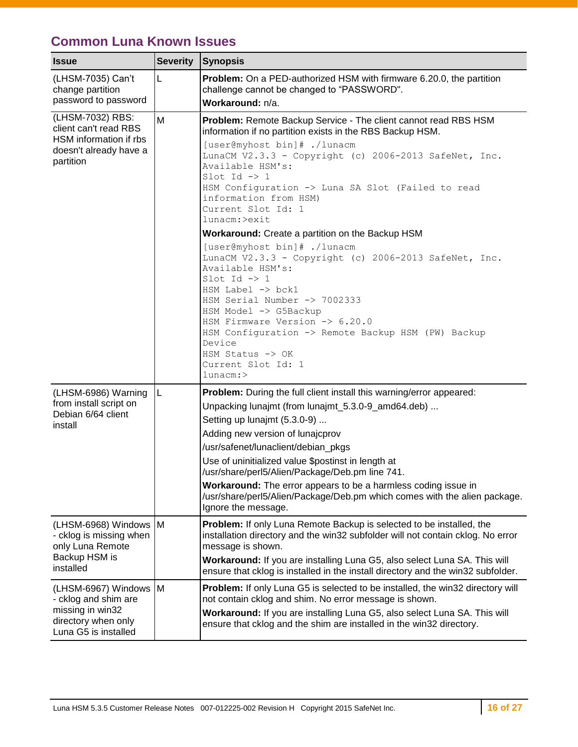## Common Luna Known Issues

| Issue | Severity | Synopsis |
| --- | --- | --- |
| (LHSM-7035) Can't change partition password to password | L | **Problem:** On a PED-authorized HSM with firmware 6.20.0, the partition challenge cannot be changed to "PASSWORD".<br>**Workaround:** n/a. |
| (LHSM-7032) RBS: client can't read RBS HSM information if rbs doesn't already have a partition | M | **Problem:** Remote Backup Service - The client cannot read RBS HSM information if no partition exists in the RBS Backup HSM.<br>`[user@myhost bin]# ./lunacm`<br>`LunaCM V2.3.3 - Copyright (c) 2006-2013 SafeNet, Inc.`<br>`Available HSM's:`<br>`Slot Id -> 1`<br>`HSM Configuration -> Luna SA Slot (Failed to read information from HSM)`<br>`Current Slot Id: 1`<br>`lunacm:>exit`<br>**Workaround:** Create a partition on the Backup HSM<br>`[user@myhost bin]# ./lunacm`<br>`LunaCM V2.3.3 - Copyright (c) 2006-2013 SafeNet, Inc.`<br>`Available HSM's:`<br>`Slot Id -> 1`<br>`HSM Label -> bck1`<br>`HSM Serial Number -> 7002333`<br>`HSM Model -> G5Backup`<br>`HSM Firmware Version -> 6.20.0`<br>`HSM Configuration -> Remote Backup HSM (PW) Backup Device`<br>`HSM Status -> OK`<br>`Current Slot Id: 1`<br>`lunacm:>` |
| (LHSM-6986) Warning from install script on Debian 6/64 client install | L | **Problem:** During the full client install this warning/error appeared:<br>Unpacking lunajmt (from lunajmt_5.3.0-9_amd64.deb) ...<br>Setting up lunajmt (5.3.0-9) ...<br>Adding new version of lunajcprov<br>/usr/safenet/lunaclient/debian_pkgs<br>Use of uninitialized value $postinst in length at /usr/share/perl5/Alien/Package/Deb.pm line 741.<br>**Workaround:** The error appears to be a harmless coding issue in /usr/share/perl5/Alien/Package/Deb.pm which comes with the alien package. Ignore the message. |
| (LHSM-6968) Windows - cklog is missing when only Luna Remote Backup HSM is installed | M | **Problem:** If only Luna Remote Backup is selected to be installed, the installation directory and the win32 subfolder will not contain cklog. No error message is shown.<br>**Workaround:** If you are installing Luna G5, also select Luna SA. This will ensure that cklog is installed in the install directory and the win32 subfolder. |
| (LHSM-6967) Windows - cklog and shim are missing in win32 directory when only Luna G5 is installed | M | **Problem:** If only Luna G5 is selected to be installed, the win32 directory will not contain cklog and shim. No error message is shown.<br>**Workaround:** If you are installing Luna G5, also select Luna SA. This will ensure that cklog and the shim are installed in the win32 directory. |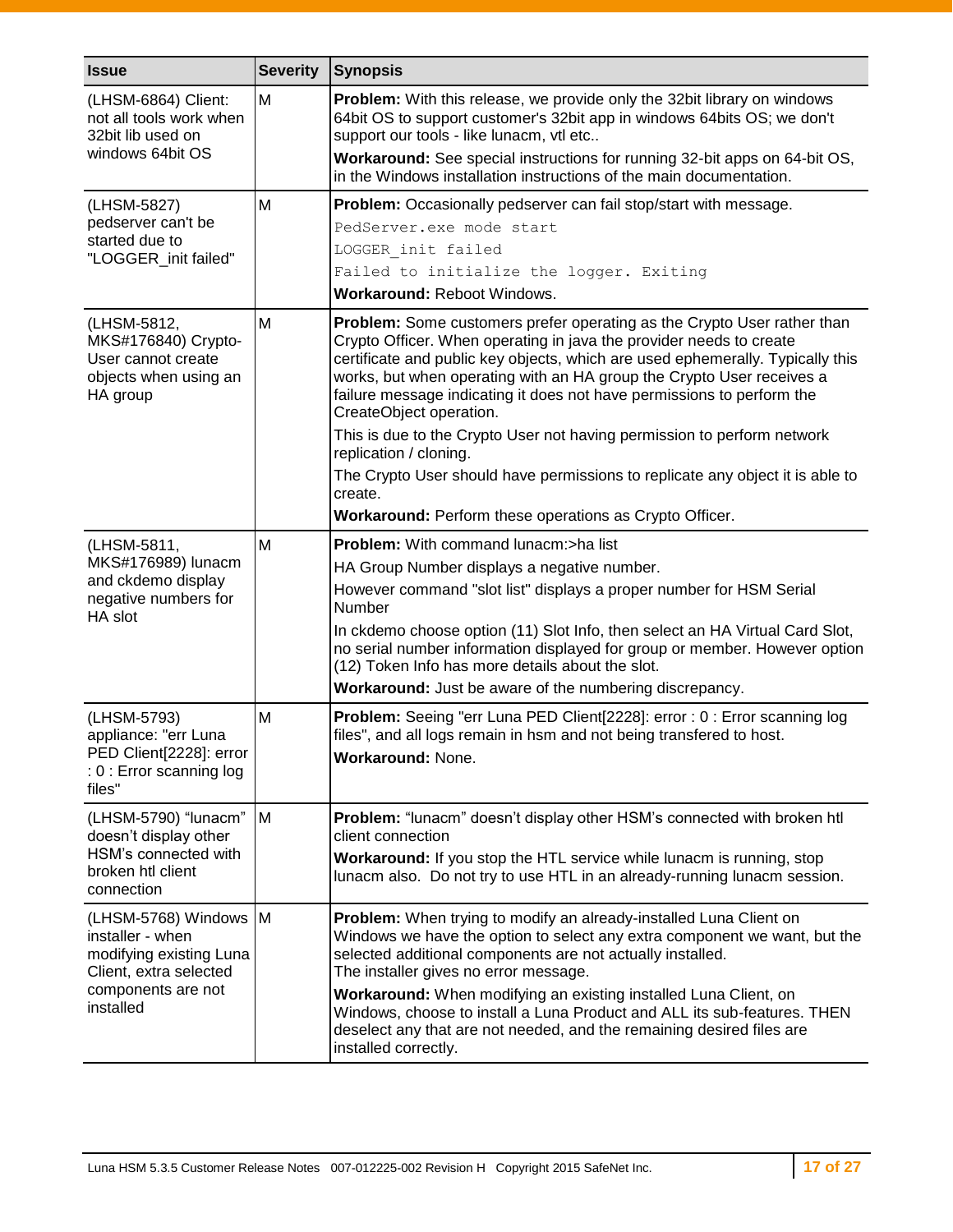| Issue | Severity | Synopsis |
|---|---|---|
| (LHSM-6864) Client: not all tools work when 32bit lib used on windows 64bit OS | M | **Problem:** With this release, we provide only the 32bit library on windows 64bit OS to support customer's 32bit app in windows 64bits OS; we don't support our tools - like lunacm, vtl etc..<br>**Workaround:** See special instructions for running 32-bit apps on 64-bit OS, in the Windows installation instructions of the main documentation. |
| (LHSM-5827) pedserver can't be started due to "LOGGER_init failed" | M | **Problem:** Occasionally pedserver can fail stop/start with message.<br>`PedServer.exe mode start`<br>`LOGGER_init failed`<br>`Failed to initialize the logger. Exiting`<br>**Workaround:** Reboot Windows. |
| (LHSM-5812, MKS#176840) Crypto-User cannot create objects when using an HA group | M | **Problem:** Some customers prefer operating as the Crypto User rather than Crypto Officer. When operating in java the provider needs to create certificate and public key objects, which are used ephemerally. Typically this works, but when operating with an HA group the Crypto User receives a failure message indicating it does not have permissions to perform the CreateObject operation.<br>This is due to the Crypto User not having permission to perform network replication / cloning.<br>The Crypto User should have permissions to replicate any object it is able to create.<br>**Workaround:** Perform these operations as Crypto Officer. |
| (LHSM-5811, MKS#176989) lunacm and ckdemo display negative numbers for HA slot | M | **Problem:** With command lunacm:>ha list<br>HA Group Number displays a negative number.<br>However command "slot list" displays a proper number for HSM Serial Number<br>In ckdemo choose option (11) Slot Info, then select an HA Virtual Card Slot, no serial number information displayed for group or member. However option (12) Token Info has more details about the slot.<br>**Workaround:** Just be aware of the numbering discrepancy. |
| (LHSM-5793) appliance: "err Luna PED Client[2228]: error : 0 : Error scanning log files" | M | **Problem:** Seeing "err Luna PED Client[2228]: error : 0 : Error scanning log files", and all logs remain in hsm and not being transfered to host.<br>**Workaround:** None. |
| (LHSM-5790) “lunacm” doesn’t display other HSM’s connected with broken htl client connection | M | **Problem:** “lunacm” doesn’t display other HSM’s connected with broken htl client connection<br>**Workaround:** If you stop the HTL service while lunacm is running, stop lunacm also. Do not try to use HTL in an already-running lunacm session. |
| (LHSM-5768) Windows installer - when modifying existing Luna Client, extra selected components are not installed | M | **Problem:** When trying to modify an already-installed Luna Client on Windows we have the option to select any extra component we want, but the selected additional components are not actually installed.<br>The installer gives no error message.<br>**Workaround:** When modifying an existing installed Luna Client, on Windows, choose to install a Luna Product and ALL its sub-features. THEN deselect any that are not needed, and the remaining desired files are installed correctly. |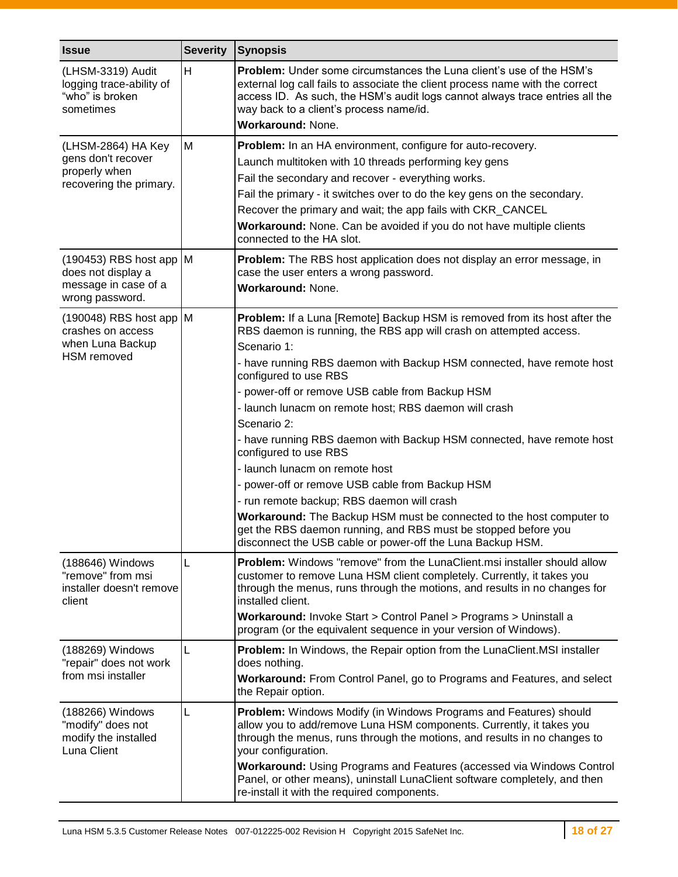| Issue | Severity | Synopsis |
|---|---|---|
| (LHSM-3319) Audit logging trace-ability of “who” is broken sometimes | H | **Problem:** Under some circumstances the Luna client’s use of the HSM’s external log call fails to associate the client process name with the correct access ID. As such, the HSM’s audit logs cannot always trace entries all the way back to a client’s process name/id.<br>**Workaround:** None. |
| (LHSM-2864) HA Key gens don't recover properly when recovering the primary. | M | **Problem:** In an HA environment, configure for auto-recovery.<br>Launch multitoken with 10 threads performing key gens<br>Fail the secondary and recover - everything works.<br>Fail the primary - it switches over to do the key gens on the secondary.<br>Recover the primary and wait; the app fails with CKR_CANCEL<br>**Workaround:** None. Can be avoided if you do not have multiple clients connected to the HA slot. |
| (190453) RBS host app does not display a message in case of a wrong password. | M | **Problem:** The RBS host application does not display an error message, in case the user enters a wrong password.<br>**Workaround:** None. |
| (190048) RBS host app crashes on access when Luna Backup HSM removed | M | **Problem:** If a Luna [Remote] Backup HSM is removed from its host after the RBS daemon is running, the RBS app will crash on attempted access.<br>Scenario 1:<br>- have running RBS daemon with Backup HSM connected, have remote host configured to use RBS<br>- power-off or remove USB cable from Backup HSM<br>- launch lunacm on remote host; RBS daemon will crash<br>Scenario 2:<br>- have running RBS daemon with Backup HSM connected, have remote host configured to use RBS<br>- launch lunacm on remote host<br>- power-off or remove USB cable from Backup HSM<br>- run remote backup; RBS daemon will crash<br>**Workaround:** The Backup HSM must be connected to the host computer to get the RBS daemon running, and RBS must be stopped before you disconnect the USB cable or power-off the Luna Backup HSM. |
| (188646) Windows "remove" from msi installer doesn't remove client | L | **Problem:** Windows "remove" from the LunaClient.msi installer should allow customer to remove Luna HSM client completely. Currently, it takes you through the menus, runs through the motions, and results in no changes for installed client.<br>**Workaround:** Invoke Start > Control Panel > Programs > Uninstall a program (or the equivalent sequence in your version of Windows). |
| (188269) Windows "repair" does not work from msi installer | L | **Problem:** In Windows, the Repair option from the LunaClient.MSI installer does nothing.<br>**Workaround:** From Control Panel, go to Programs and Features, and select the Repair option. |
| (188266) Windows "modify" does not modify the installed Luna Client | L | **Problem:** Windows Modify (in Windows Programs and Features) should allow you to add/remove Luna HSM components. Currently, it takes you through the menus, runs through the motions, and results in no changes to your configuration.<br>**Workaround:** Using Programs and Features (accessed via Windows Control Panel, or other means), uninstall LunaClient software completely, and then re-install it with the required components. |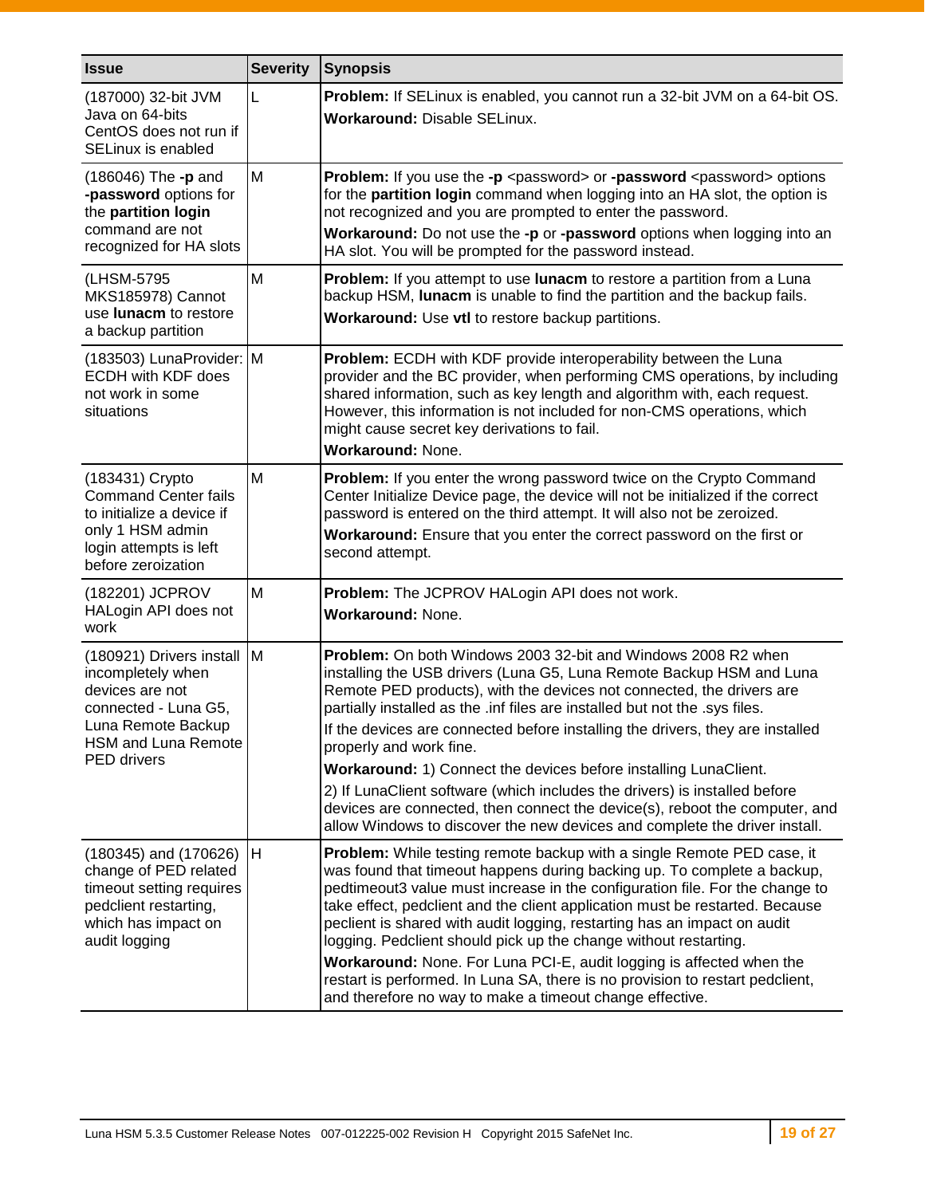| Issue | Severity | Synopsis |
|---|---|---|
| (187000) 32-bit JVM Java on 64-bits CentOS does not run if SELinux is enabled | L | **Problem:** If SELinux is enabled, you cannot run a 32-bit JVM on a 64-bit OS.<br>**Workaround:** Disable SELinux. |
| (186046) The **-p** and **-password** options for the **partition login** command are not recognized for HA slots | M | **Problem:** If you use the **-p** <password> or **-password** <password> options for the **partition login** command when logging into an HA slot, the option is not recognized and you are prompted to enter the password.<br>**Workaround:** Do not use the **-p** or **-password** options when logging into an HA slot. You will be prompted for the password instead. |
| (LHSM-5795 MKS185978) Cannot use **lunacm** to restore a backup partition | M | **Problem:** If you attempt to use **lunacm** to restore a partition from a Luna backup HSM, **lunacm** is unable to find the partition and the backup fails.<br>**Workaround:** Use **vtl** to restore backup partitions. |
| (183503) LunaProvider: ECDH with KDF does not work in some situations | M | **Problem:** ECDH with KDF provide interoperability between the Luna provider and the BC provider, when performing CMS operations, by including shared information, such as key length and algorithm with, each request. However, this information is not included for non-CMS operations, which might cause secret key derivations to fail.<br>**Workaround:** None. |
| (183431) Crypto Command Center fails to initialize a device if only 1 HSM admin login attempts is left before zeroization | M | **Problem:** If you enter the wrong password twice on the Crypto Command Center Initialize Device page, the device will not be initialized if the correct password is entered on the third attempt. It will also not be zeroized.<br>**Workaround:** Ensure that you enter the correct password on the first or second attempt. |
| (182201) JCPROV HALogin API does not work | M | **Problem:** The JCPROV HALogin API does not work.<br>**Workaround:** None. |
| (180921) Drivers install incompletely when devices are not connected - Luna G5, Luna Remote Backup HSM and Luna Remote PED drivers | M | **Problem:** On both Windows 2003 32-bit and Windows 2008 R2 when installing the USB drivers (Luna G5, Luna Remote Backup HSM and Luna Remote PED products), with the devices not connected, the drivers are partially installed as the .inf files are installed but not the .sys files.<br>If the devices are connected before installing the drivers, they are installed properly and work fine.<br>**Workaround:** 1) Connect the devices before installing LunaClient.<br>2) If LunaClient software (which includes the drivers) is installed before devices are connected, then connect the device(s), reboot the computer, and allow Windows to discover the new devices and complete the driver install. |
| (180345) and (170626) change of PED related timeout setting requires pedclient restarting, which has impact on audit logging | H | **Problem:** While testing remote backup with a single Remote PED case, it was found that timeout happens during backing up. To complete a backup, pedtimeout3 value must increase in the configuration file. For the change to take effect, pedclient and the client application must be restarted. Because peclient is shared with audit logging, restarting has an impact on audit logging. Pedclient should pick up the change without restarting.<br>**Workaround:** None. For Luna PCI-E, audit logging is affected when the restart is performed. In Luna SA, there is no provision to restart pedclient, and therefore no way to make a timeout change effective. |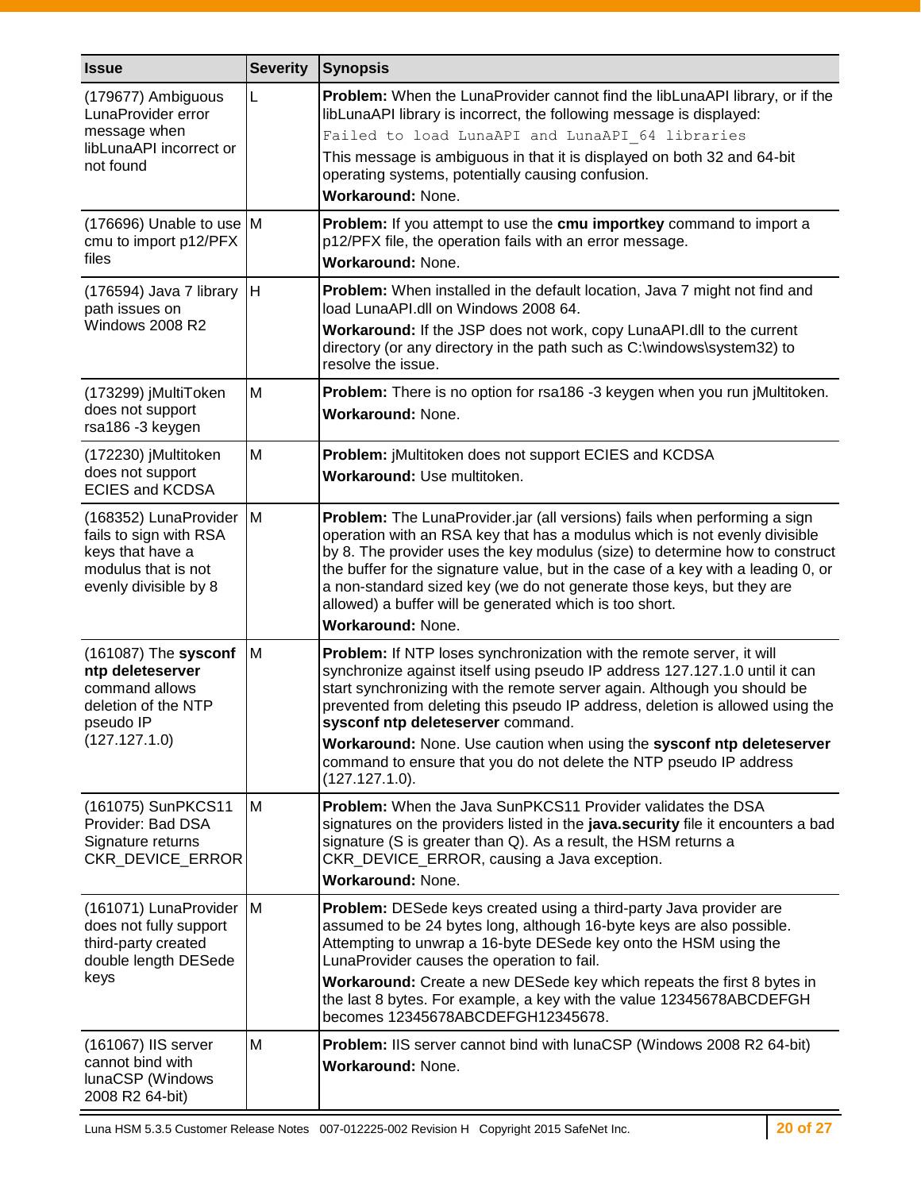| Issue | Severity | Synopsis |
|---|---|---|
| (179677) Ambiguous LunaProvider error message when libLunaAPI incorrect or not found | L | **Problem:** When the LunaProvider cannot find the libLunaAPI library, or if the libLunaAPI library is incorrect, the following message is displayed: `Failed to load LunaAPI and LunaAPI_64 libraries` This message is ambiguous in that it is displayed on both 32 and 64-bit operating systems, potentially causing confusion. **Workaround:** None. |
| (176696) Unable to use cmu to import p12/PFX files | M | **Problem:** If you attempt to use the **cmu importkey** command to import a p12/PFX file, the operation fails with an error message. **Workaround:** None. |
| (176594) Java 7 library path issues on Windows 2008 R2 | H | **Problem:** When installed in the default location, Java 7 might not find and load LunaAPI.dll on Windows 2008 64. **Workaround:** If the JSP does not work, copy LunaAPI.dll to the current directory (or any directory in the path such as C:\windows\system32) to resolve the issue. |
| (173299) jMultiToken does not support rsa186 -3 keygen | M | **Problem:** There is no option for rsa186 -3 keygen when you run jMultitoken. **Workaround:** None. |
| (172230) jMultitoken does not support ECIES and KCDSA | M | **Problem:** jMultitoken does not support ECIES and KCDSA **Workaround:** Use multitoken. |
| (168352) LunaProvider fails to sign with RSA keys that have a modulus that is not evenly divisible by 8 | M | **Problem:** The LunaProvider.jar (all versions) fails when performing a sign operation with an RSA key that has a modulus which is not evenly divisible by 8. The provider uses the key modulus (size) to determine how to construct the buffer for the signature value, but in the case of a key with a leading 0, or a non-standard sized key (we do not generate those keys, but they are allowed) a buffer will be generated which is too short. **Workaround:** None. |
| (161087) The **sysconf ntp deleteserver** command allows deletion of the NTP pseudo IP (127.127.1.0) | M | **Problem:** If NTP loses synchronization with the remote server, it will synchronize against itself using pseudo IP address 127.127.1.0 until it can start synchronizing with the remote server again. Although you should be prevented from deleting this pseudo IP address, deletion is allowed using the **sysconf ntp deleteserver** command. **Workaround:** None. Use caution when using the **sysconf ntp deleteserver** command to ensure that you do not delete the NTP pseudo IP address (127.127.1.0). |
| (161075) SunPKCS11 Provider: Bad DSA Signature returns CKR_DEVICE_ERROR | M | **Problem:** When the Java SunPKCS11 Provider validates the DSA signatures on the providers listed in the **java.security** file it encounters a bad signature (S is greater than Q). As a result, the HSM returns a CKR_DEVICE_ERROR, causing a Java exception. **Workaround:** None. |
| (161071) LunaProvider does not fully support third-party created double length DESede keys | M | **Problem:** DESede keys created using a third-party Java provider are assumed to be 24 bytes long, although 16-byte keys are also possible. Attempting to unwrap a 16-byte DESede key onto the HSM using the LunaProvider causes the operation to fail. **Workaround:** Create a new DESede key which repeats the first 8 bytes in the last 8 bytes. For example, a key with the value 12345678ABCDEFGH becomes 12345678ABCDEFGH12345678. |
| (161067) IIS server cannot bind with lunaCSP (Windows 2008 R2 64-bit) | M | **Problem:** IIS server cannot bind with lunaCSP (Windows 2008 R2 64-bit) **Workaround:** None. |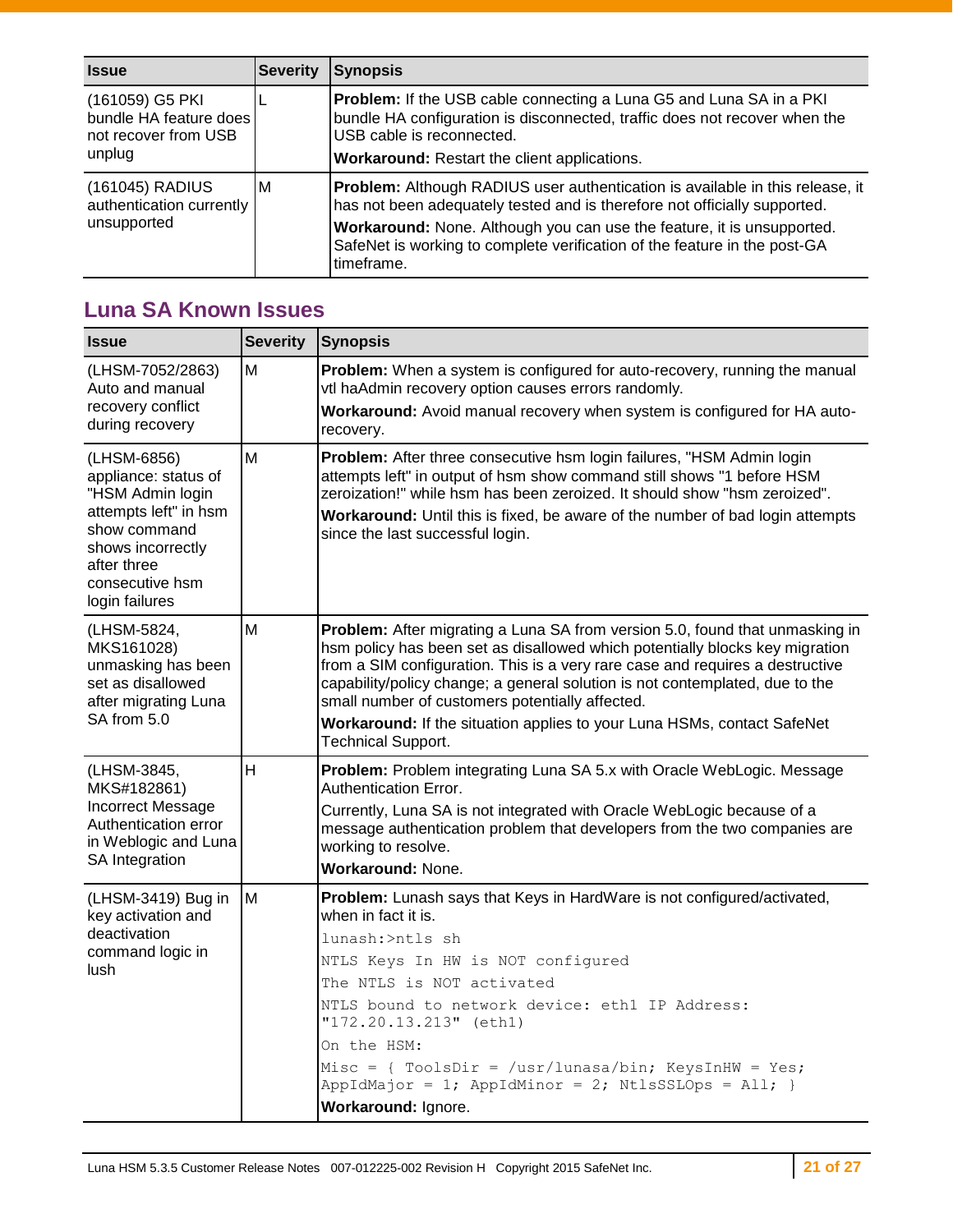| Issue | Severity | Synopsis |
|---|---|---|
| (161059) G5 PKI bundle HA feature does not recover from USB unplug | L | **Problem:** If the USB cable connecting a Luna G5 and Luna SA in a PKI bundle HA configuration is disconnected, traffic does not recover when the USB cable is reconnected.<br>**Workaround:** Restart the client applications. |
| (161045) RADIUS authentication currently unsupported | M | **Problem:** Although RADIUS user authentication is available in this release, it has not been adequately tested and is therefore not officially supported.<br>**Workaround:** None. Although you can use the feature, it is unsupported. SafeNet is working to complete verification of the feature in the post-GA timeframe. |

## Luna SA Known Issues

| Issue | Severity | Synopsis |
|---|---|---|
| (LHSM-7052/2863) Auto and manual recovery conflict during recovery | M | **Problem:** When a system is configured for auto-recovery, running the manual vtl haAdmin recovery option causes errors randomly.<br>**Workaround:** Avoid manual recovery when system is configured for HA auto-recovery. |
| (LHSM-6856) appliance: status of "HSM Admin login attempts left" in hsm show command shows incorrectly after three consecutive hsm login failures | M | **Problem:** After three consecutive hsm login failures, "HSM Admin login attempts left" in output of hsm show command still shows "1 before HSM zeroization!" while hsm has been zeroized. It should show "hsm zeroized".<br>**Workaround:** Until this is fixed, be aware of the number of bad login attempts since the last successful login. |
| (LHSM-5824, MKS161028) unmasking has been set as disallowed after migrating Luna SA from 5.0 | M | **Problem:** After migrating a Luna SA from version 5.0, found that unmasking in hsm policy has been set as disallowed which potentially blocks key migration from a SIM configuration. This is a very rare case and requires a destructive capability/policy change; a general solution is not contemplated, due to the small number of customers potentially affected.<br>**Workaround:** If the situation applies to your Luna HSMs, contact SafeNet Technical Support. |
| (LHSM-3845, MKS#182861) Incorrect Message Authentication error in Weblogic and Luna SA Integration | H | **Problem:** Problem integrating Luna SA 5.x with Oracle WebLogic. Message Authentication Error.<br>Currently, Luna SA is not integrated with Oracle WebLogic because of a message authentication problem that developers from the two companies are working to resolve.<br>**Workaround:** None. |
| (LHSM-3419) Bug in key activation and deactivation command logic in lush | M | **Problem:** Lunash says that Keys in HardWare is not configured/activated, when in fact it is.<br>`lunash:>ntls sh`<br>`NTLS Keys In HW is NOT configured`<br>`The NTLS is NOT activated`<br>`NTLS bound to network device: eth1 IP Address: "172.20.13.213" (eth1)`<br>`On the HSM:`<br>`Misc = { ToolsDir = /usr/lunasa/bin; KeysInHW = Yes; AppIdMajor = 1; AppIdMinor = 2; NtlsSSLOps = All; }`<br>**Workaround:** Ignore. |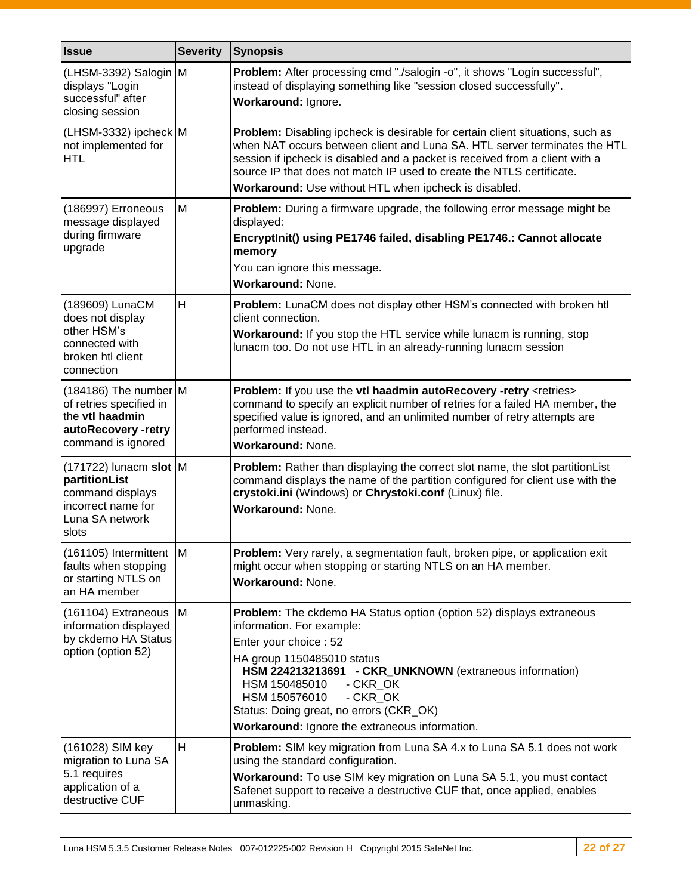| Issue | Severity | Synopsis |
|---|---|---|
| (LHSM-3392) Salogin displays "Login successful" after closing session | M | **Problem:** After processing cmd "./salogin -o", it shows "Login successful", instead of displaying something like "session closed successfully".<br>**Workaround:** Ignore. |
| (LHSM-3332) ipcheck not implemented for HTL | M | **Problem:** Disabling ipcheck is desirable for certain client situations, such as when NAT occurs between client and Luna SA. HTL server terminates the HTL session if ipcheck is disabled and a packet is received from a client with a source IP that does not match IP used to create the NTLS certificate.<br>**Workaround:** Use without HTL when ipcheck is disabled. |
| (186997) Erroneous message displayed during firmware upgrade | M | **Problem:** During a firmware upgrade, the following error message might be displayed:<br>**EncryptInit() using PE1746 failed, disabling PE1746.: Cannot allocate memory**<br>You can ignore this message.<br>**Workaround:** None. |
| (189609) LunaCM does not display other HSM's connected with broken htl client connection | H | **Problem:** LunaCM does not display other HSM's connected with broken htl client connection.<br>**Workaround:** If you stop the HTL service while lunacm is running, stop lunacm too. Do not use HTL in an already-running lunacm session |
| (184186) The number of retries specified in the **vtl haadmin autoRecovery -retry** command is ignored | M | **Problem:** If you use the **vtl haadmin autoRecovery -retry** <retries> command to specify an explicit number of retries for a failed HA member, the specified value is ignored, and an unlimited number of retry attempts are performed instead.<br>**Workaround:** None. |
| (171722) lunacm **slot partitionList** command displays incorrect name for Luna SA network slots | M | **Problem:** Rather than displaying the correct slot name, the slot partitionList command displays the name of the partition configured for client use with the **crystoki.ini** (Windows) or **Chrystoki.conf** (Linux) file.<br>**Workaround:** None. |
| (161105) Intermittent faults when stopping or starting NTLS on an HA member | M | **Problem:** Very rarely, a segmentation fault, broken pipe, or application exit might occur when stopping or starting NTLS on an HA member.<br>**Workaround:** None. |
| (161104) Extraneous information displayed by ckdemo HA Status option (option 52) | M | **Problem:** The ckdemo HA Status option (option 52) displays extraneous information. For example:<br>Enter your choice : 52<br>HA group 1150485010 status<br>**HSM 224213213691 - CKR_UNKNOWN** (extraneous information)<br>HSM 150485010 - CKR_OK<br>HSM 150576010 - CKR_OK<br>Status: Doing great, no errors (CKR_OK)<br>**Workaround:** Ignore the extraneous information. |
| (161028) SIM key migration to Luna SA 5.1 requires application of a destructive CUF | H | **Problem:** SIM key migration from Luna SA 4.x to Luna SA 5.1 does not work using the standard configuration.<br>**Workaround:** To use SIM key migration on Luna SA 5.1, you must contact Safenet support to receive a destructive CUF that, once applied, enables unmasking. |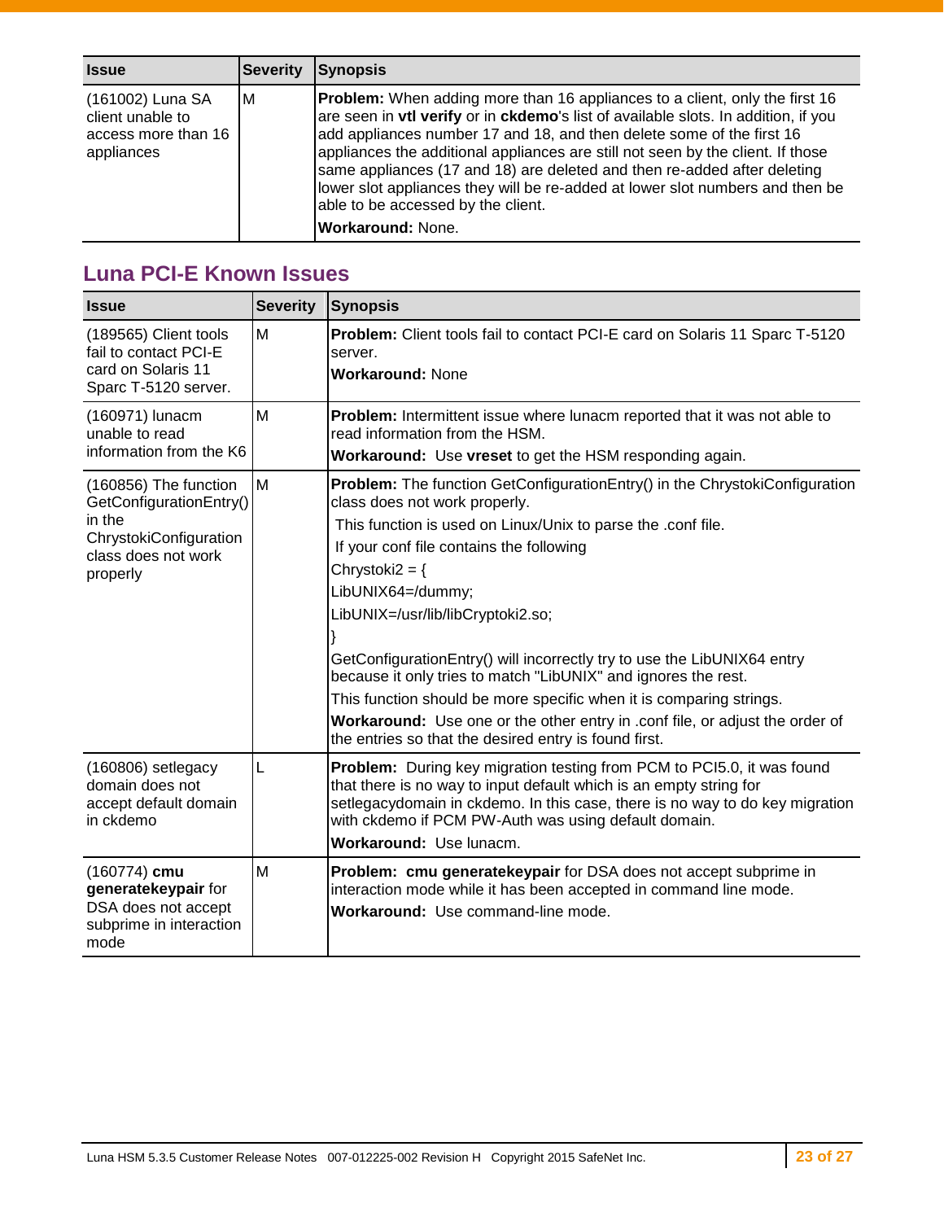| Issue | Severity | Synopsis |
|---|---|---|
| (161002) Luna SA client unable to access more than 16 appliances | M | **Problem:** When adding more than 16 appliances to a client, only the first 16 are seen in **vtl verify** or in **ckdemo**'s list of available slots. In addition, if you add appliances number 17 and 18, and then delete some of the first 16 appliances the additional appliances are still not seen by the client. If those same appliances (17 and 18) are deleted and then re-added after deleting lower slot appliances they will be re-added at lower slot numbers and then be able to be accessed by the client. **Workaround:** None. |

## Luna PCI-E Known Issues

| Issue | Severity | Synopsis |
|---|---|---|
| (189565) Client tools fail to contact PCI-E card on Solaris 11 Sparc T-5120 server. | M | **Problem:** Client tools fail to contact PCI-E card on Solaris 11 Sparc T-5120 server. **Workaround:** None |
| (160971) lunacm unable to read information from the K6 | M | **Problem:** Intermittent issue where lunacm reported that it was not able to read information from the HSM. **Workaround:** Use **vreset** to get the HSM responding again. |
| (160856) The function GetConfigurationEntry() in the ChrystokiConfiguration class does not work properly | M | **Problem:** The function GetConfigurationEntry() in the ChrystokiConfiguration class does not work properly. This function is used on Linux/Unix to parse the .conf file. If your conf file contains the following Chrystoki2 = { LibUNIX64=/dummy; LibUNIX=/usr/lib/libCryptoki2.so; } GetConfigurationEntry() will incorrectly try to use the LibUNIX64 entry because it only tries to match "LibUNIX" and ignores the rest. This function should be more specific when it is comparing strings. **Workaround:** Use one or the other entry in .conf file, or adjust the order of the entries so that the desired entry is found first. |
| (160806) setlegacy domain does not accept default domain in ckdemo | L | **Problem:** During key migration testing from PCM to PCI5.0, it was found that there is no way to input default which is an empty string for setlegacydomain in ckdemo. In this case, there is no way to do key migration with ckdemo if PCM PW-Auth was using default domain. **Workaround:** Use lunacm. |
| (160774) **cmu generatekeypair** for DSA does not accept subprime in interaction mode | M | **Problem:** **cmu generatekeypair** for DSA does not accept subprime in interaction mode while it has been accepted in command line mode. **Workaround:** Use command-line mode. |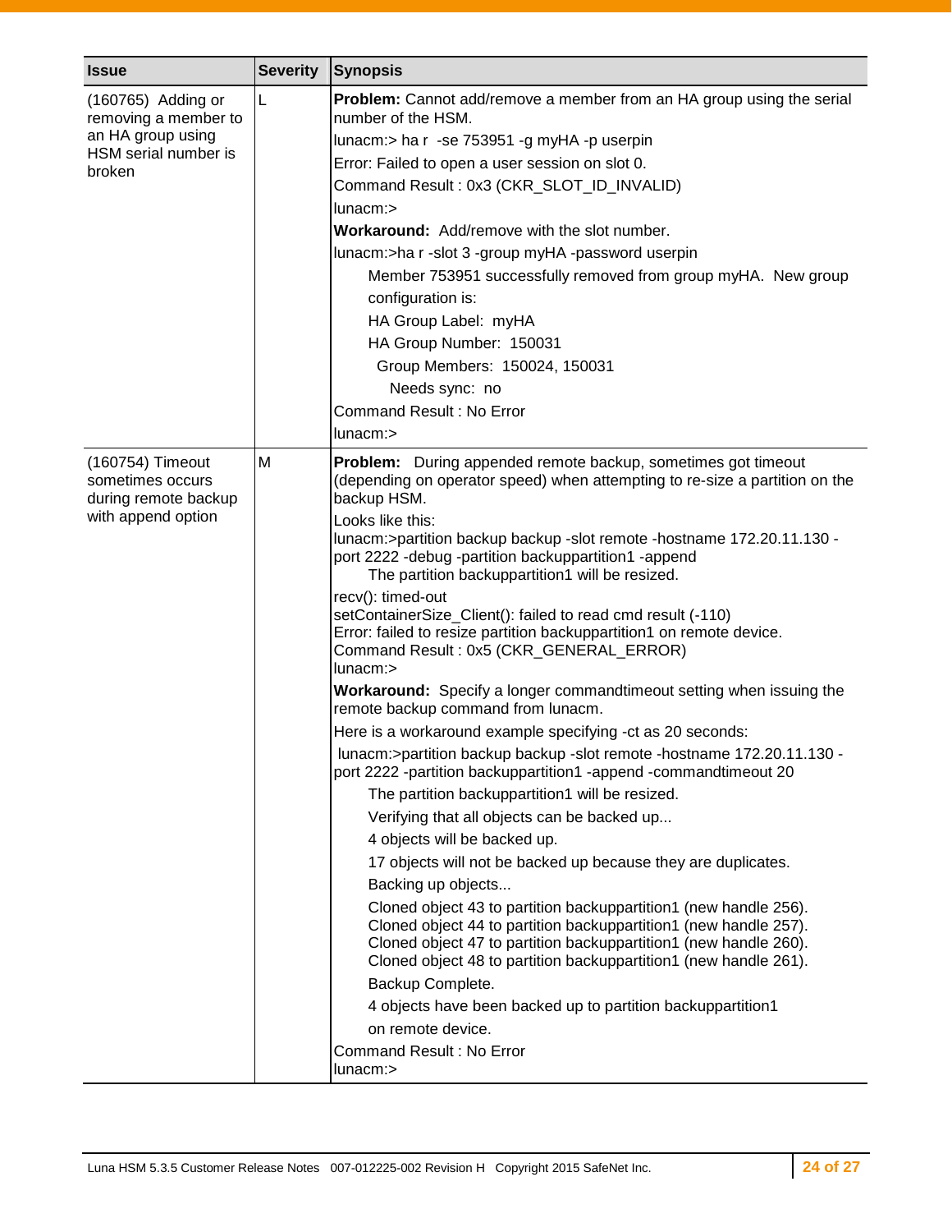| Issue | Severity | Synopsis |
|---|---|---|
| (160765) Adding or removing a member to an HA group using HSM serial number is broken | L | **Problem:** Cannot add/remove a member from an HA group using the serial number of the HSM.<br>lunacm:> ha r -se 753951 -g myHA -p userpin<br>Error: Failed to open a user session on slot 0.<br>Command Result : 0x3 (CKR_SLOT_ID_INVALID)<br>lunacm:><br>**Workaround:** Add/remove with the slot number.<br>lunacm:>ha r -slot 3 -group myHA -password userpin<br>Member 753951 successfully removed from group myHA. New group configuration is:<br>HA Group Label: myHA<br>HA Group Number: 150031<br>Group Members: 150024, 150031<br>Needs sync: no<br>Command Result : No Error<br>lunacm:> |
| (160754) Timeout sometimes occurs during remote backup with append option | M | **Problem:** During appended remote backup, sometimes got timeout (depending on operator speed) when attempting to re-size a partition on the backup HSM.<br>Looks like this:<br>lunacm:>partition backup backup -slot remote -hostname 172.20.11.130 -port 2222 -debug -partition backuppartition1 -append<br>The partition backuppartition1 will be resized.<br>recv(): timed-out<br>setContainerSize_Client(): failed to read cmd result (-110)<br>Error: failed to resize partition backuppartition1 on remote device.<br>Command Result : 0x5 (CKR_GENERAL_ERROR)<br>lunacm:><br>**Workaround:** Specify a longer commandtimeout setting when issuing the remote backup command from lunacm.<br>Here is a workaround example specifying -ct as 20 seconds:<br>lunacm:>partition backup backup -slot remote -hostname 172.20.11.130 -port 2222 -partition backuppartition1 -append -commandtimeout 20<br>The partition backuppartition1 will be resized.<br>Verifying that all objects can be backed up...<br>4 objects will be backed up.<br>17 objects will not be backed up because they are duplicates.<br>Backing up objects...<br>Cloned object 43 to partition backuppartition1 (new handle 256).<br>Cloned object 44 to partition backuppartition1 (new handle 257).<br>Cloned object 47 to partition backuppartition1 (new handle 260).<br>Cloned object 48 to partition backuppartition1 (new handle 261).<br>Backup Complete.<br>4 objects have been backed up to partition backuppartition1 on remote device.<br>Command Result : No Error<br>lunacm:> |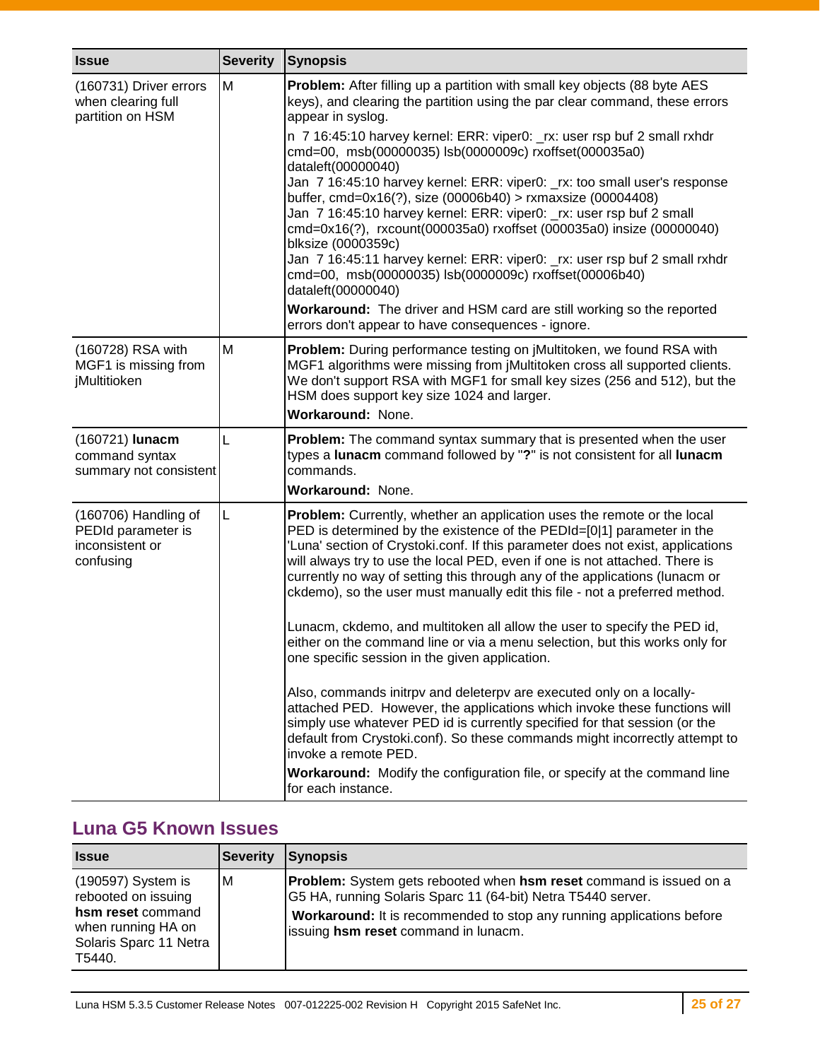| Issue | Severity | Synopsis |
|---|---|---|
| (160731) Driver errors when clearing full partition on HSM | M | **Problem:** After filling up a partition with small key objects (88 byte AES keys), and clearing the partition using the par clear command, these errors appear in syslog.<br>n 7 16:45:10 harvey kernel: ERR: viper0: _rx: user rsp buf 2 small rxhdr cmd=00, msb(00000035) lsb(0000009c) rxoffset(000035a0) dataleft(00000040)<br>Jan 7 16:45:10 harvey kernel: ERR: viper0: _rx: too small user's response buffer, cmd=0x16(?), size (00006b40) > rxmaxsize (00004408)<br>Jan 7 16:45:10 harvey kernel: ERR: viper0: _rx: user rsp buf 2 small cmd=0x16(?), rxcount(000035a0) rxoffset (000035a0) insize (00000040) blksize (0000359c)<br>Jan 7 16:45:11 harvey kernel: ERR: viper0: _rx: user rsp buf 2 small rxhdr cmd=00, msb(00000035) lsb(0000009c) rxoffset(00006b40) dataleft(00000040)<br>**Workaround:** The driver and HSM card are still working so the reported errors don't appear to have consequences - ignore. |
| (160728) RSA with MGF1 is missing from jMultitioken | M | **Problem:** During performance testing on jMultitoken, we found RSA with MGF1 algorithms were missing from jMultitoken cross all supported clients. We don't support RSA with MGF1 for small key sizes (256 and 512), but the HSM does support key size 1024 and larger.<br>**Workaround:** None. |
| (160721) **lunacm** command syntax summary not consistent | L | **Problem:** The command syntax summary that is presented when the user types a **lunacm** command followed by "**?**" is not consistent for all **lunacm** commands.<br>**Workaround:** None. |
| (160706) Handling of PEDId parameter is inconsistent or confusing | L | **Problem:** Currently, whether an application uses the remote or the local PED is determined by the existence of the PEDId=[0\|1] parameter in the 'Luna' section of Crystoki.conf. If this parameter does not exist, applications will always try to use the local PED, even if one is not attached. There is currently no way of setting this through any of the applications (lunacm or ckdemo), so the user must manually edit this file - not a preferred method.<br><br>Lunacm, ckdemo, and multitoken all allow the user to specify the PED id, either on the command line or via a menu selection, but this works only for one specific session in the given application.<br><br>Also, commands initrpv and deleterpv are executed only on a locally-attached PED. However, the applications which invoke these functions will simply use whatever PED id is currently specified for that session (or the default from Crystoki.conf). So these commands might incorrectly attempt to invoke a remote PED.<br>**Workaround:** Modify the configuration file, or specify at the command line for each instance. |

## Luna G5 Known Issues

| Issue | Severity | Synopsis |
|---|---|---|
| (190597) System is rebooted on issuing **hsm reset** command when running HA on Solaris Sparc 11 Netra T5440. | M | **Problem:** System gets rebooted when **hsm reset** command is issued on a G5 HA, running Solaris Sparc 11 (64-bit) Netra T5440 server.<br>**Workaround:** It is recommended to stop any running applications before issuing **hsm reset** command in lunacm. |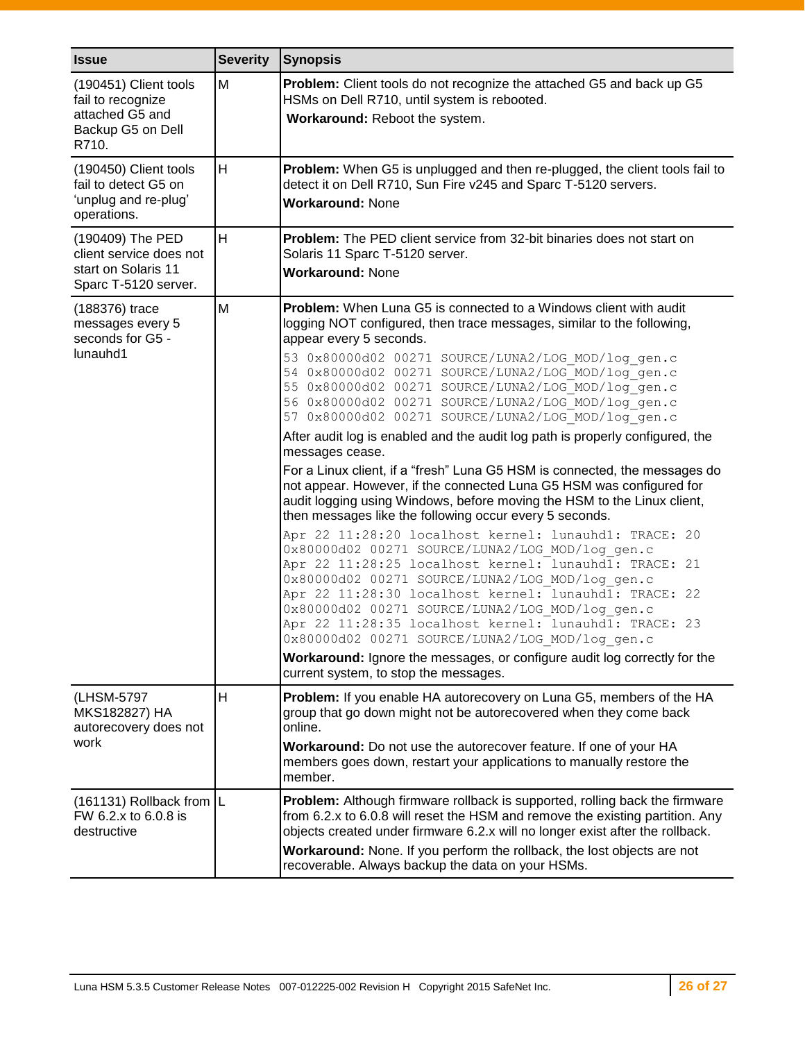| Issue | Severity | Synopsis |
|---|---|---|
| (190451) Client tools fail to recognize attached G5 and Backup G5 on Dell R710. | M | **Problem:** Client tools do not recognize the attached G5 and back up G5 HSMs on Dell R710, until system is rebooted.<br>**Workaround:** Reboot the system. |
| (190450) Client tools fail to detect G5 on 'unplug and re-plug' operations. | H | **Problem:** When G5 is unplugged and then re-plugged, the client tools fail to detect it on Dell R710, Sun Fire v245 and Sparc T-5120 servers.<br>**Workaround:** None |
| (190409) The PED client service does not start on Solaris 11 Sparc T-5120 server. | H | **Problem:** The PED client service from 32-bit binaries does not start on Solaris 11 Sparc T-5120 server.<br>**Workaround:** None |
| (188376) trace messages every 5 seconds for G5 - lunauhd1 | M | **Problem:** When Luna G5 is connected to a Windows client with audit logging NOT configured, then trace messages, similar to the following, appear every 5 seconds.<br>`53 0x80000d02 00271 SOURCE/LUNA2/LOG_MOD/log_gen.c`<br>`54 0x80000d02 00271 SOURCE/LUNA2/LOG_MOD/log_gen.c`<br>`55 0x80000d02 00271 SOURCE/LUNA2/LOG_MOD/log_gen.c`<br>`56 0x80000d02 00271 SOURCE/LUNA2/LOG_MOD/log_gen.c`<br>`57 0x80000d02 00271 SOURCE/LUNA2/LOG_MOD/log_gen.c`<br>After audit log is enabled and the audit log path is properly configured, the messages cease.<br>For a Linux client, if a "fresh" Luna G5 HSM is connected, the messages do not appear. However, if the connected Luna G5 HSM was configured for audit logging using Windows, before moving the HSM to the Linux client, then messages like the following occur every 5 seconds.<br>`Apr 22 11:28:20 localhost kernel: lunauhd1: TRACE: 20 0x80000d02 00271 SOURCE/LUNA2/LOG_MOD/log_gen.c`<br>`Apr 22 11:28:25 localhost kernel: lunauhd1: TRACE: 21 0x80000d02 00271 SOURCE/LUNA2/LOG_MOD/log_gen.c`<br>`Apr 22 11:28:30 localhost kernel: lunauhd1: TRACE: 22 0x80000d02 00271 SOURCE/LUNA2/LOG_MOD/log_gen.c`<br>`Apr 22 11:28:35 localhost kernel: lunauhd1: TRACE: 23 0x80000d02 00271 SOURCE/LUNA2/LOG_MOD/log_gen.c`<br>**Workaround:** Ignore the messages, or configure audit log correctly for the current system, to stop the messages. |
| (LHSM-5797 MKS182827) HA autorecovery does not work | H | **Problem:** If you enable HA autorecovery on Luna G5, members of the HA group that go down might not be autorecovered when they come back online.<br>**Workaround:** Do not use the autorecover feature. If one of your HA members goes down, restart your applications to manually restore the member. |
| (161131) Rollback from FW 6.2.x to 6.0.8 is destructive | L | **Problem:** Although firmware rollback is supported, rolling back the firmware from 6.2.x to 6.0.8 will reset the HSM and remove the existing partition. Any objects created under firmware 6.2.x will no longer exist after the rollback.<br>**Workaround:** None. If you perform the rollback, the lost objects are not recoverable. Always backup the data on your HSMs. |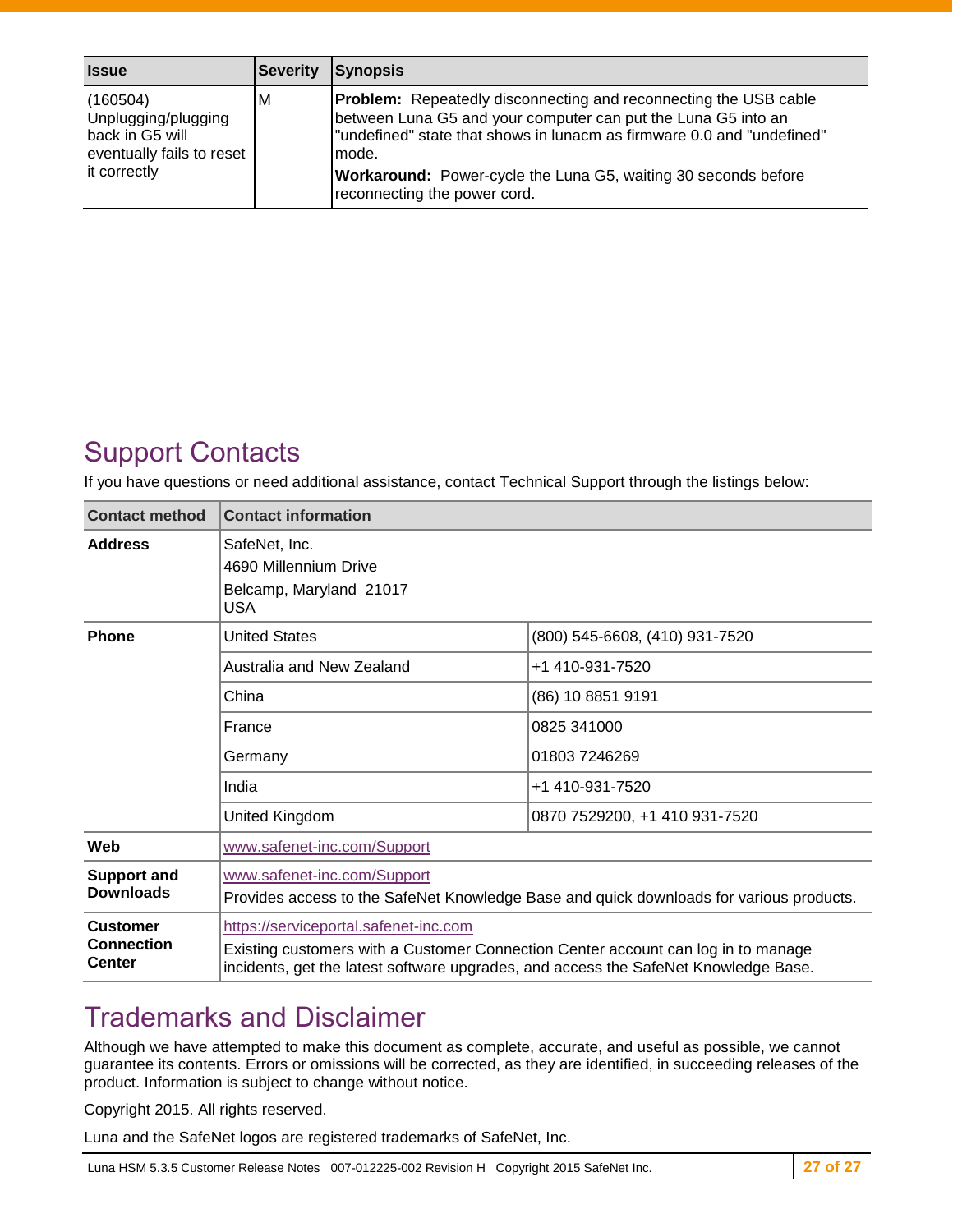| Issue | Severity | Synopsis |
|---|---|---|
| (160504) Unplugging/plugging back in G5 will eventually fails to reset it correctly | M | **Problem:** Repeatedly disconnecting and reconnecting the USB cable between Luna G5 and your computer can put the Luna G5 into an "undefined" state that shows in lunacm as firmware 0.0 and "undefined" mode.<br>**Workaround:** Power-cycle the Luna G5, waiting 30 seconds before reconnecting the power cord. |

## Support Contacts

If you have questions or need additional assistance, contact Technical Support through the listings below:

| Contact method | Contact information | |
|---|---|---|
| **Address** | SafeNet, Inc.<br>4690 Millennium Drive<br>Belcamp, Maryland 21017<br>USA | |
| **Phone** | United States | (800) 545-6608, (410) 931-7520 |
| | Australia and New Zealand | +1 410-931-7520 |
| | China | (86) 10 8851 9191 |
| | France | 0825 341000 |
| | Germany | 01803 7246269 |
| | India | +1 410-931-7520 |
| | United Kingdom | 0870 7529200, +1 410 931-7520 |
| **Web** | www.safenet-inc.com/Support | |
| **Support and Downloads** | www.safenet-inc.com/Support<br>Provides access to the SafeNet Knowledge Base and quick downloads for various products. | |
| **Customer Connection Center** | https://serviceportal.safenet-inc.com<br>Existing customers with a Customer Connection Center account can log in to manage incidents, get the latest software upgrades, and access the SafeNet Knowledge Base. | |

## Trademarks and Disclaimer

Although we have attempted to make this document as complete, accurate, and useful as possible, we cannot guarantee its contents. Errors or omissions will be corrected, as they are identified, in succeeding releases of the product. Information is subject to change without notice.

Copyright 2015. All rights reserved.

Luna and the SafeNet logos are registered trademarks of SafeNet, Inc.